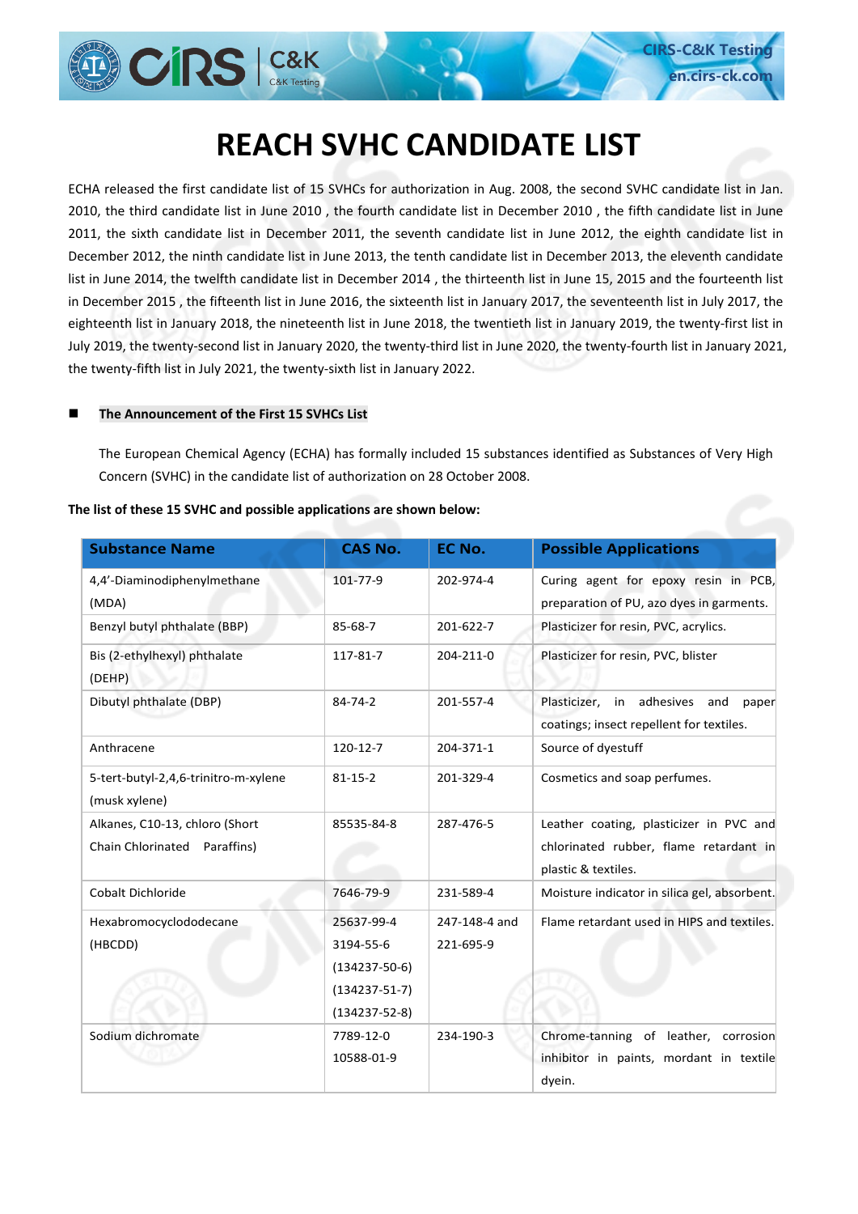# REACH SVHC CANDIDATE LIST

ECHA released the first candidate list of 15 SVHCs for authorization in Aug. 2008, the second SVHC candidate list in Jan. 2010, the third candidate list in June 2010 , the fourth candidate list in December 2010 , the fifth candidate list in June 2011, the sixth candidate list in December 2011, the seventh candidate list in June 2012, the eighth candidate list in December 2012, the ninth candidate list in June 2013, the tenth candidate list in December 2013, the eleventh candidate list in June 2014, the twelfth candidate list in December 2014 , the thirteenth list in June 15, 2015 and the fourteenth list in December 2015 , the fifteenth list in June 2016, the sixteenth list in January 2017, the seventeenth list in July 2017, the eighteenth list in January 2018, the nineteenth list in June 2018, the twentieth list in January 2019, the twenty-first list in July 2019, the twenty-second list in January 2020, the twenty-third list in June 2020, the twenty-fourth list in January 2021, the twenty-fifth list in July 2021, the twenty-sixth list in January 2022.

## The Announcement of the First 15 SVHCs List

The European Chemical Agency (ECHA) has formally included 15 substances identified as Substances of Very High Concern (SVHC) in the candidate list of authorization on 28 October 2008.

**The list of these 15 SVHC and possible applications are shown below:**

| Substance Name | CAS No. | EC No. | Possible Applications |
|---|---|---|---|
| 4,4'-Diaminodiphenylmethane (MDA) | 101-77-9 | 202-974-4 | Curing agent for epoxy resin in PCB, preparation of PU, azo dyes in garments. |
| Benzyl butyl phthalate (BBP) | 85-68-7 | 201-622-7 | Plasticizer for resin, PVC, acrylics. |
| Bis (2-ethylhexyl) phthalate (DEHP) | 117-81-7 | 204-211-0 | Plasticizer for resin, PVC, blister |
| Dibutyl phthalate (DBP) | 84-74-2 | 201-557-4 | Plasticizer, in adhesives and paper coatings; insect repellent for textiles. |
| Anthracene | 120-12-7 | 204-371-1 | Source of dyestuff |
| 5-tert-butyl-2,4,6-trinitro-m-xylene (musk xylene) | 81-15-2 | 201-329-4 | Cosmetics and soap perfumes. |
| Alkanes, C10-13, chloro (Short Chain Chlorinated Paraffins) | 85535-84-8 | 287-476-5 | Leather coating, plasticizer in PVC and chlorinated rubber, flame retardant in plastic & textiles. |
| Cobalt Dichloride | 7646-79-9 | 231-589-4 | Moisture indicator in silica gel, absorbent. |
| Hexabromocyclododecane (HBCDD) | 25637-99-4<br>3194-55-6<br>(134237-50-6)<br>(134237-51-7)<br>(134237-52-8) | 247-148-4 and 221-695-9 | Flame retardant used in HIPS and textiles. |
| Sodium dichromate | 7789-12-0<br>10588-01-9 | 234-190-3 | Chrome-tanning of leather, corrosion inhibitor in paints, mordant in textile dyein. |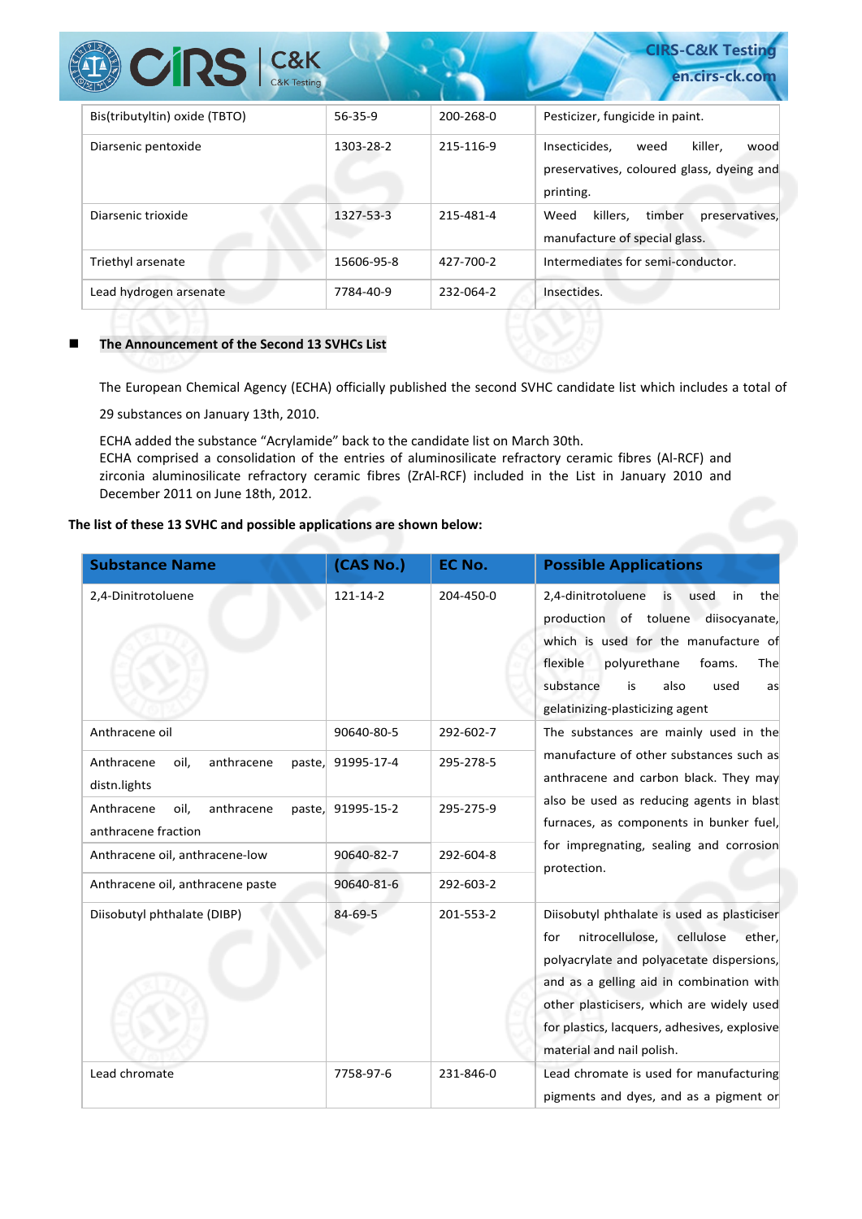| Bis(tributyltin) oxide (TBTO) | 56-35-9 | 200-268-0 | Pesticizer, fungicide in paint. |
|---|---|---|---|
| Diarsenic pentoxide | 1303-28-2 | 215-116-9 | Insecticides, weed killer, wood preservatives, coloured glass, dyeing and printing. |
| Diarsenic trioxide | 1327-53-3 | 215-481-4 | Weed killers, timber preservatives, manufacture of special glass. |
| Triethyl arsenate | 15606-95-8 | 427-700-2 | Intermediates for semi-conductor. |
| Lead hydrogen arsenate | 7784-40-9 | 232-064-2 | Insectides. |

- **The Announcement of the Second 13 SVHCs List**

The European Chemical Agency (ECHA) officially published the second SVHC candidate list which includes a total of 29 substances on January 13th, 2010.

ECHA added the substance "Acrylamide" back to the candidate list on March 30th.
ECHA comprised a consolidation of the entries of aluminosilicate refractory ceramic fibres (Al-RCF) and zirconia aluminosilicate refractory ceramic fibres (ZrAl-RCF) included in the List in January 2010 and December 2011 on June 18th, 2012.

**The list of these 13 SVHC and possible applications are shown below:**

| Substance Name | (CAS No.) | EC No. | Possible Applications |
|---|---|---|---|
| 2,4-Dinitrotoluene | 121-14-2 | 204-450-0 | 2,4-dinitrotoluene is used in the production of toluene diisocyanate, which is used for the manufacture of flexible polyurethane foams. The substance is also used as gelatinizing-plasticizing agent |
| Anthracene oil | 90640-80-5 | 292-602-7 | The substances are mainly used in the manufacture of other substances such as anthracene and carbon black. They may also be used as reducing agents in blast furnaces, as components in bunker fuel, for impregnating, sealing and corrosion protection. |
| Anthracene oil, anthracene paste, distn.lights | 91995-17-4 | 295-278-5 | |
| Anthracene oil, anthracene paste, anthracene fraction | 91995-15-2 | 295-275-9 | |
| Anthracene oil, anthracene-low | 90640-82-7 | 292-604-8 | |
| Anthracene oil, anthracene paste | 90640-81-6 | 292-603-2 | |
| Diisobutyl phthalate (DIBP) | 84-69-5 | 201-553-2 | Diisobutyl phthalate is used as plasticiser for nitrocellulose, cellulose ether, polyacrylate and polyacetate dispersions, and as a gelling aid in combination with other plasticisers, which are widely used for plastics, lacquers, adhesives, explosive material and nail polish. |
| Lead chromate | 7758-97-6 | 231-846-0 | Lead chromate is used for manufacturing pigments and dyes, and as a pigment or |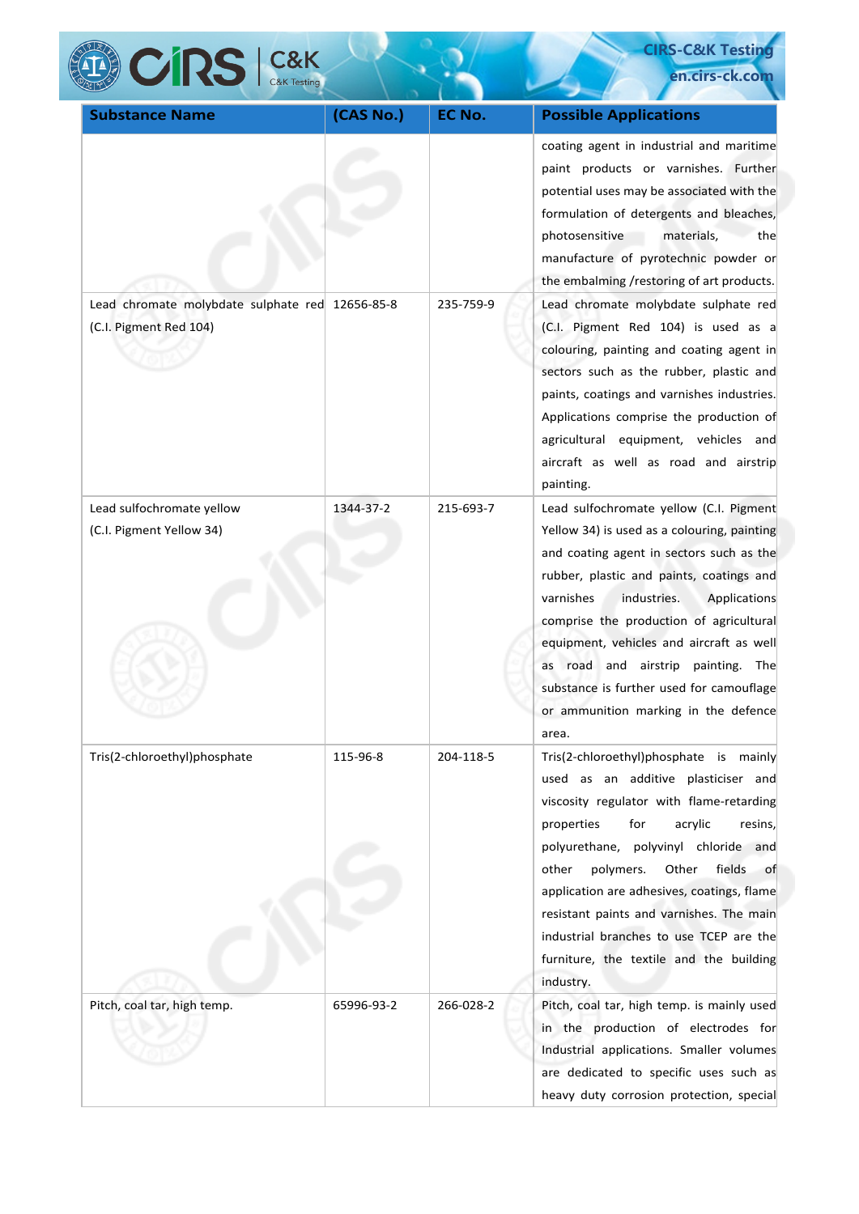| Substance Name | (CAS No.) | EC No. | Possible Applications |
|---|---|---|---|
| | | | coating agent in industrial and maritime paint products or varnishes. Further potential uses may be associated with the formulation of detergents and bleaches, photosensitive materials, the manufacture of pyrotechnic powder or the embalming /restoring of art products. |
| Lead chromate molybdate sulphate red (C.I. Pigment Red 104) | 12656-85-8 | 235-759-9 | Lead chromate molybdate sulphate red (C.I. Pigment Red 104) is used as a colouring, painting and coating agent in sectors such as the rubber, plastic and paints, coatings and varnishes industries. Applications comprise the production of agricultural equipment, vehicles and aircraft as well as road and airstrip painting. |
| Lead sulfochromate yellow (C.I. Pigment Yellow 34) | 1344-37-2 | 215-693-7 | Lead sulfochromate yellow (C.I. Pigment Yellow 34) is used as a colouring, painting and coating agent in sectors such as the rubber, plastic and paints, coatings and varnishes industries. Applications comprise the production of agricultural equipment, vehicles and aircraft as well as road and airstrip painting. The substance is further used for camouflage or ammunition marking in the defence area. |
| Tris(2-chloroethyl)phosphate | 115-96-8 | 204-118-5 | Tris(2-chloroethyl)phosphate is mainly used as an additive plasticiser and viscosity regulator with flame-retarding properties for acrylic resins, polyurethane, polyvinyl chloride and other polymers. Other fields of application are adhesives, coatings, flame resistant paints and varnishes. The main industrial branches to use TCEP are the furniture, the textile and the building industry. |
| Pitch, coal tar, high temp. | 65996-93-2 | 266-028-2 | Pitch, coal tar, high temp. is mainly used in the production of electrodes for Industrial applications. Smaller volumes are dedicated to specific uses such as heavy duty corrosion protection, special |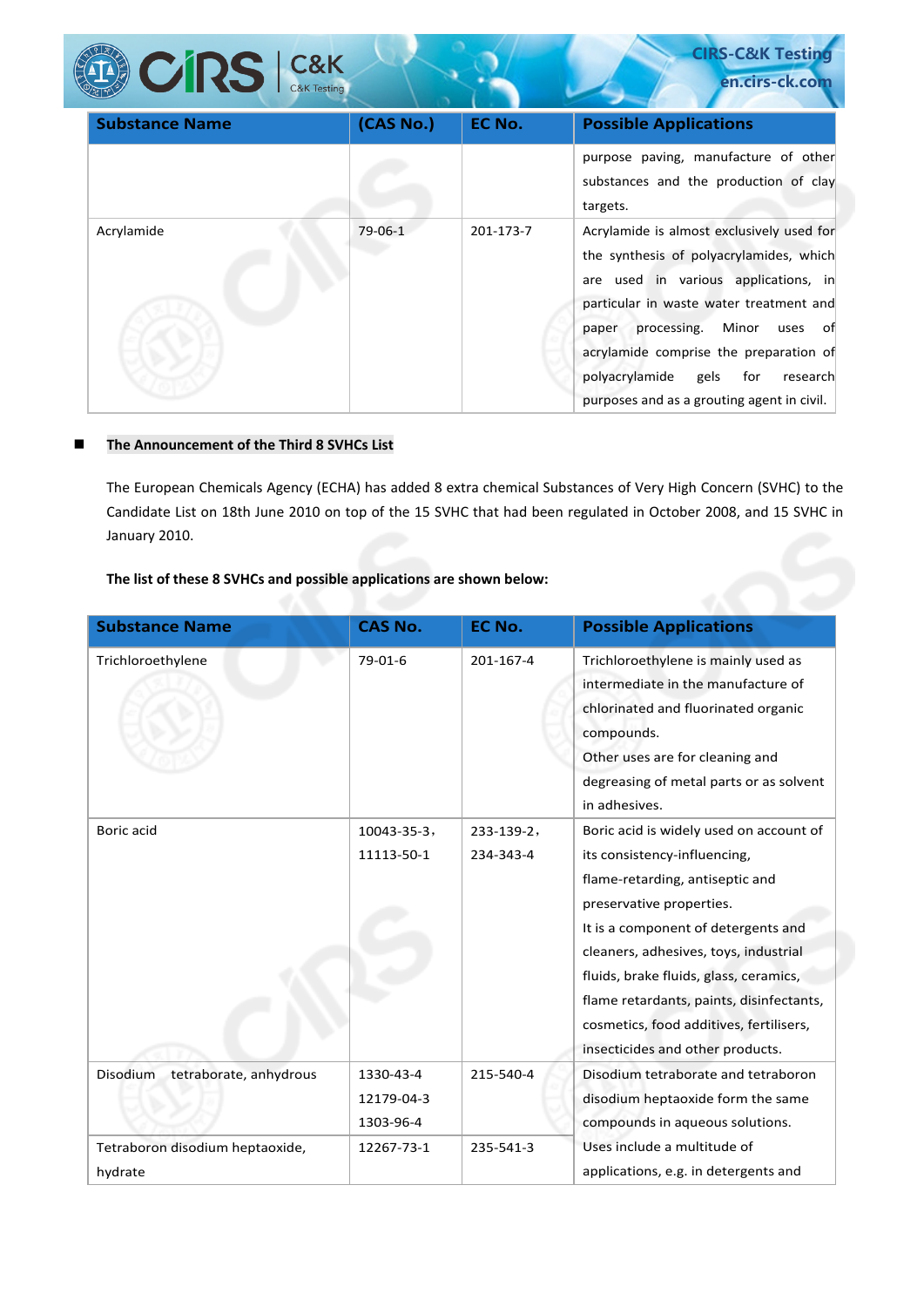| Substance Name | (CAS No.) | EC No. | Possible Applications |
|---|---|---|---|
| | | | purpose paving, manufacture of other substances and the production of clay targets. |
| Acrylamide | 79-06-1 | 201-173-7 | Acrylamide is almost exclusively used for the synthesis of polyacrylamides, which are used in various applications, in particular in waste water treatment and paper processing. Minor uses of acrylamide comprise the preparation of polyacrylamide gels for research purposes and as a grouting agent in civil. |

- **The Announcement of the Third 8 SVHCs List**

The European Chemicals Agency (ECHA) has added 8 extra chemical Substances of Very High Concern (SVHC) to the Candidate List on 18th June 2010 on top of the 15 SVHC that had been regulated in October 2008, and 15 SVHC in January 2010.

**The list of these 8 SVHCs and possible applications are shown below:**

| Substance Name | CAS No. | EC No. | Possible Applications |
|---|---|---|---|
| Trichloroethylene | 79-01-6 | 201-167-4 | Trichloroethylene is mainly used as intermediate in the manufacture of chlorinated and fluorinated organic compounds.<br>Other uses are for cleaning and degreasing of metal parts or as solvent in adhesives. |
| Boric acid | 10043-35-3，11113-50-1 | 233-139-2，234-343-4 | Boric acid is widely used on account of its consistency-influencing, flame-retarding, antiseptic and preservative properties.<br>It is a component of detergents and cleaners, adhesives, toys, industrial fluids, brake fluids, glass, ceramics, flame retardants, paints, disinfectants, cosmetics, food additives, fertilisers, insecticides and other products. |
| Disodium tetraborate, anhydrous | 1330-43-4<br>12179-04-3<br>1303-96-4 | 215-540-4 | Disodium tetraborate and tetraboron disodium heptaoxide form the same compounds in aqueous solutions. |
| Tetraboron disodium heptaoxide, hydrate | 12267-73-1 | 235-541-3 | Uses include a multitude of applications, e.g. in detergents and |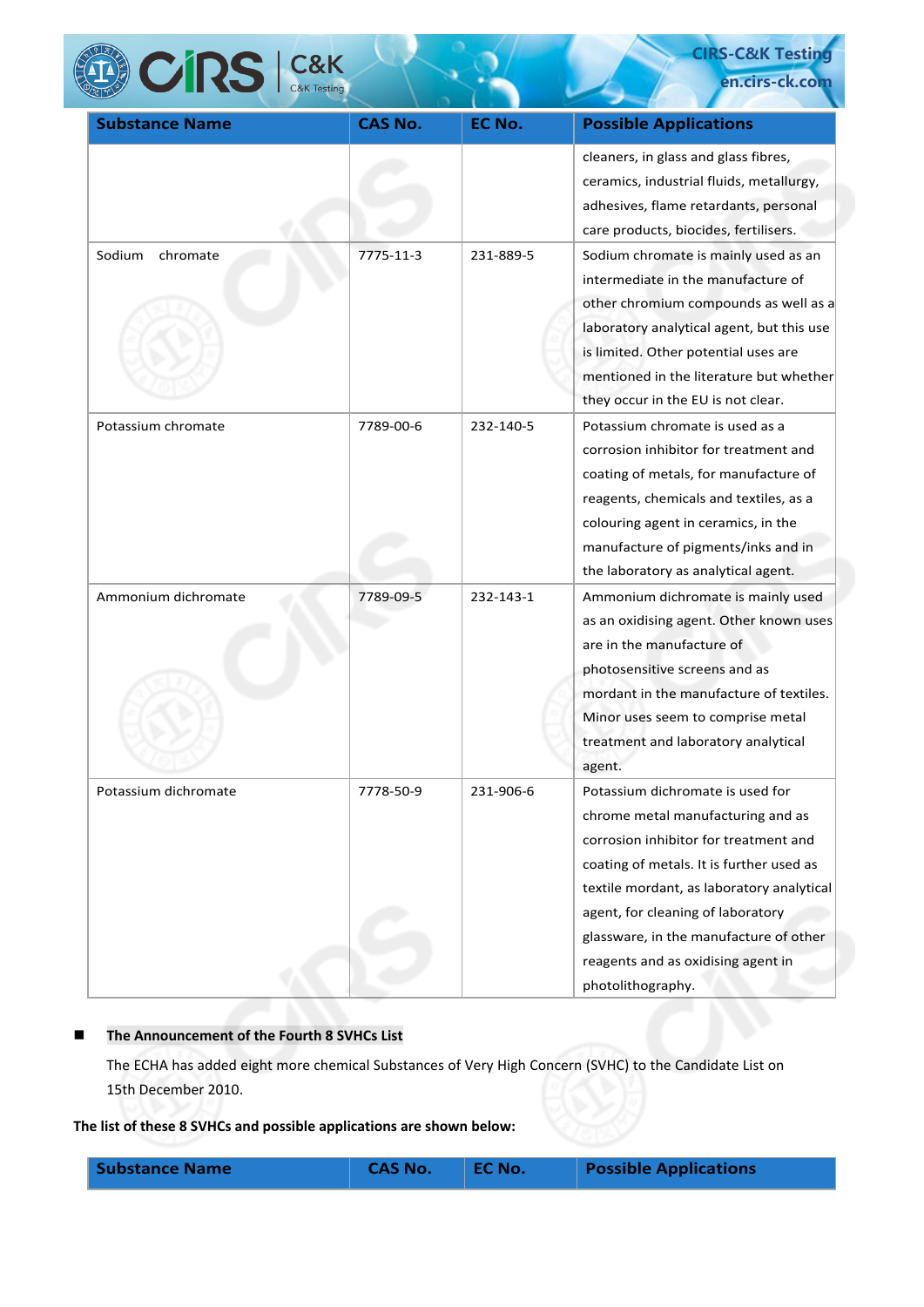| Substance Name | CAS No. | EC No. | Possible Applications |
|---|---|---|---|
| | | | cleaners, in glass and glass fibres, ceramics, industrial fluids, metallurgy, adhesives, flame retardants, personal care products, biocides, fertilisers. |
| Sodium chromate | 7775-11-3 | 231-889-5 | Sodium chromate is mainly used as an intermediate in the manufacture of other chromium compounds as well as a laboratory analytical agent, but this use is limited. Other potential uses are mentioned in the literature but whether they occur in the EU is not clear. |
| Potassium chromate | 7789-00-6 | 232-140-5 | Potassium chromate is used as a corrosion inhibitor for treatment and coating of metals, for manufacture of reagents, chemicals and textiles, as a colouring agent in ceramics, in the manufacture of pigments/inks and in the laboratory as analytical agent. |
| Ammonium dichromate | 7789-09-5 | 232-143-1 | Ammonium dichromate is mainly used as an oxidising agent. Other known uses are in the manufacture of photosensitive screens and as mordant in the manufacture of textiles. Minor uses seem to comprise metal treatment and laboratory analytical agent. |
| Potassium dichromate | 7778-50-9 | 231-906-6 | Potassium dichromate is used for chrome metal manufacturing and as corrosion inhibitor for treatment and coating of metals. It is further used as textile mordant, as laboratory analytical agent, for cleaning of laboratory glassware, in the manufacture of other reagents and as oxidising agent in photolithography. |

- **The Announcement of the Fourth 8 SVHCs List**

  The ECHA has added eight more chemical Substances of Very High Concern (SVHC) to the Candidate List on 15th December 2010.

**The list of these 8 SVHCs and possible applications are shown below:**

| Substance Name | CAS No. | EC No. | Possible Applications |
|---|---|---|---|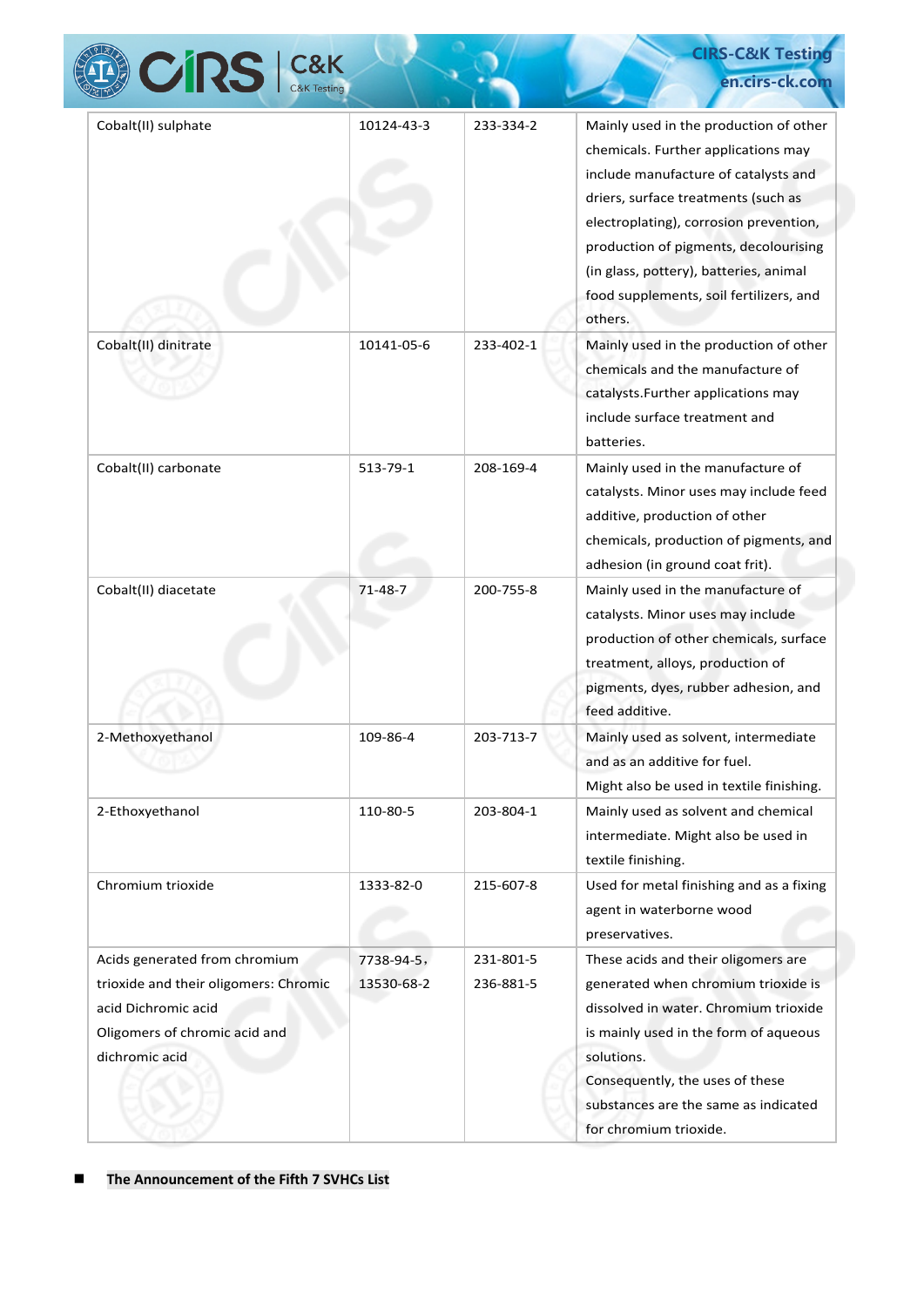| Cobalt(II) sulphate | 10124-43-3 | 233-334-2 | Mainly used in the production of other chemicals. Further applications may include manufacture of catalysts and driers, surface treatments (such as electroplating), corrosion prevention, production of pigments, decolourising (in glass, pottery), batteries, animal food supplements, soil fertilizers, and others. |
|---|---|---|---|
| Cobalt(II) dinitrate | 10141-05-6 | 233-402-1 | Mainly used in the production of other chemicals and the manufacture of catalysts.Further applications may include surface treatment and batteries. |
| Cobalt(II) carbonate | 513-79-1 | 208-169-4 | Mainly used in the manufacture of catalysts. Minor uses may include feed additive, production of other chemicals, production of pigments, and adhesion (in ground coat frit). |
| Cobalt(II) diacetate | 71-48-7 | 200-755-8 | Mainly used in the manufacture of catalysts. Minor uses may include production of other chemicals, surface treatment, alloys, production of pigments, dyes, rubber adhesion, and feed additive. |
| 2-Methoxyethanol | 109-86-4 | 203-713-7 | Mainly used as solvent, intermediate and as an additive for fuel. Might also be used in textile finishing. |
| 2-Ethoxyethanol | 110-80-5 | 203-804-1 | Mainly used as solvent and chemical intermediate. Might also be used in textile finishing. |
| Chromium trioxide | 1333-82-0 | 215-607-8 | Used for metal finishing and as a fixing agent in waterborne wood preservatives. |
| Acids generated from chromium trioxide and their oligomers: Chromic acid Dichromic acid Oligomers of chromic acid and dichromic acid | 7738-94-5, 13530-68-2 | 231-801-5 236-881-5 | These acids and their oligomers are generated when chromium trioxide is dissolved in water. Chromium trioxide is mainly used in the form of aqueous solutions. Consequently, the uses of these substances are the same as indicated for chromium trioxide. |

- **The Announcement of the Fifth 7 SVHCs List**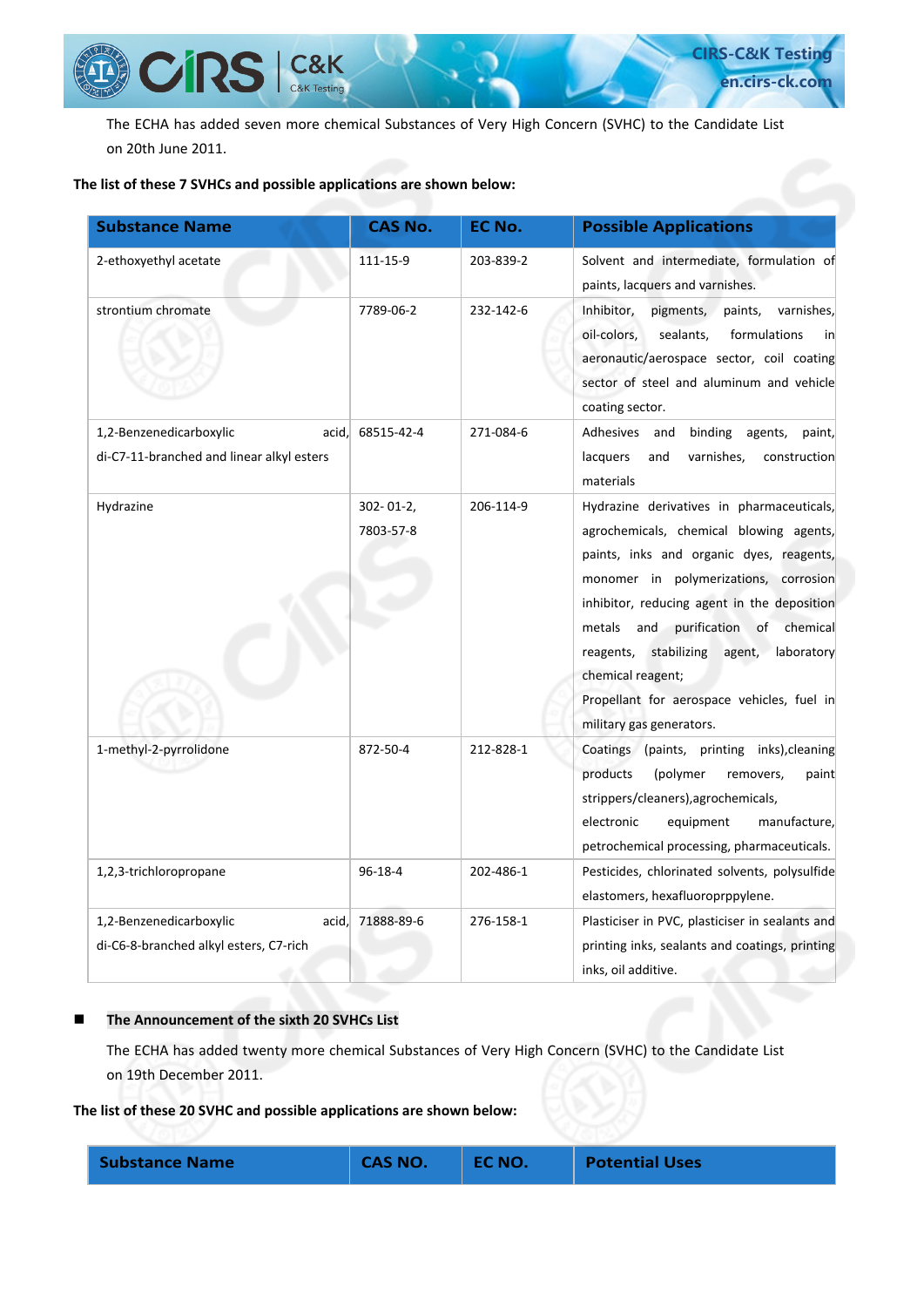The ECHA has added seven more chemical Substances of Very High Concern (SVHC) to the Candidate List on 20th June 2011.

**The list of these 7 SVHCs and possible applications are shown below:**

| Substance Name | CAS No. | EC No. | Possible Applications |
|---|---|---|---|
| 2-ethoxyethyl acetate | 111-15-9 | 203-839-2 | Solvent and intermediate, formulation of paints, lacquers and varnishes. |
| strontium chromate | 7789-06-2 | 232-142-6 | Inhibitor, pigments, paints, varnishes, oil-colors, sealants, formulations in aeronautic/aerospace sector, coil coating sector of steel and aluminum and vehicle coating sector. |
| 1,2-Benzenedicarboxylic acid, di-C7-11-branched and linear alkyl esters | 68515-42-4 | 271-084-6 | Adhesives and binding agents, paint, lacquers and varnishes, construction materials |
| Hydrazine | 302- 01-2, 7803-57-8 | 206-114-9 | Hydrazine derivatives in pharmaceuticals, agrochemicals, chemical blowing agents, paints, inks and organic dyes, reagents, monomer in polymerizations, corrosion inhibitor, reducing agent in the deposition metals and purification of chemical reagents, stabilizing agent, laboratory chemical reagent; Propellant for aerospace vehicles, fuel in military gas generators. |
| 1-methyl-2-pyrrolidone | 872-50-4 | 212-828-1 | Coatings (paints, printing inks),cleaning products (polymer removers, paint strippers/cleaners),agrochemicals, electronic equipment manufacture, petrochemical processing, pharmaceuticals. |
| 1,2,3-trichloropropane | 96-18-4 | 202-486-1 | Pesticides, chlorinated solvents, polysulfide elastomers, hexafluoroprppylene. |
| 1,2-Benzenedicarboxylic acid, di-C6-8-branched alkyl esters, C7-rich | 71888-89-6 | 276-158-1 | Plasticiser in PVC, plasticiser in sealants and printing inks, sealants and coatings, printing inks, oil additive. |

- **The Announcement of the sixth 20 SVHCs List**

The ECHA has added twenty more chemical Substances of Very High Concern (SVHC) to the Candidate List on 19th December 2011.

**The list of these 20 SVHC and possible applications are shown below:**

| Substance Name | CAS NO. | EC NO. | Potential Uses |
|---|---|---|---|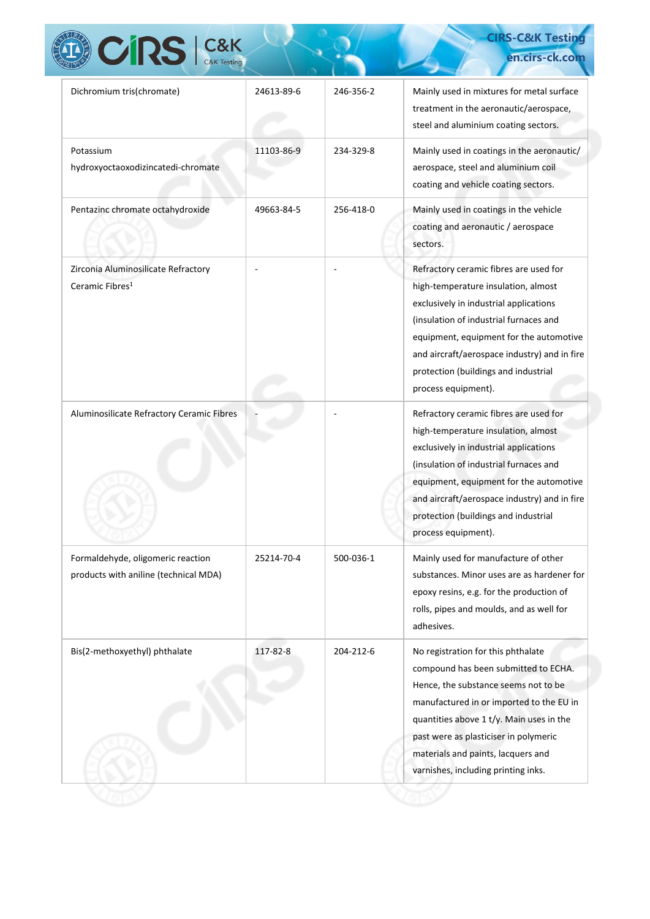| | | | |
|---|---|---|---|
| Dichromium tris(chromate) | 24613-89-6 | 246-356-2 | Mainly used in mixtures for metal surface treatment in the aeronautic/aerospace, steel and aluminium coating sectors. |
| Potassium hydroxyoctaoxodizincatedi-chromate | 11103-86-9 | 234-329-8 | Mainly used in coatings in the aeronautic/ aerospace, steel and aluminium coil coating and vehicle coating sectors. |
| Pentazinc chromate octahydroxide | 49663-84-5 | 256-418-0 | Mainly used in coatings in the vehicle coating and aeronautic / aerospace sectors. |
| Zirconia Aluminosilicate Refractory Ceramic Fibres[1] | - | - | Refractory ceramic fibres are used for high-temperature insulation, almost exclusively in industrial applications (insulation of industrial furnaces and equipment, equipment for the automotive and aircraft/aerospace industry) and in fire protection (buildings and industrial process equipment). |
| Aluminosilicate Refractory Ceramic Fibres | - | - | Refractory ceramic fibres are used for high-temperature insulation, almost exclusively in industrial applications (insulation of industrial furnaces and equipment, equipment for the automotive and aircraft/aerospace industry) and in fire protection (buildings and industrial process equipment). |
| Formaldehyde, oligomeric reaction products with aniline (technical MDA) | 25214-70-4 | 500-036-1 | Mainly used for manufacture of other substances. Minor uses are as hardener for epoxy resins, e.g. for the production of rolls, pipes and moulds, and as well for adhesives. |
| Bis(2-methoxyethyl) phthalate | 117-82-8 | 204-212-6 | No registration for this phthalate compound has been submitted to ECHA. Hence, the substance seems not to be manufactured in or imported to the EU in quantities above 1 t/y. Main uses in the past were as plasticiser in polymeric materials and paints, lacquers and varnishes, including printing inks. |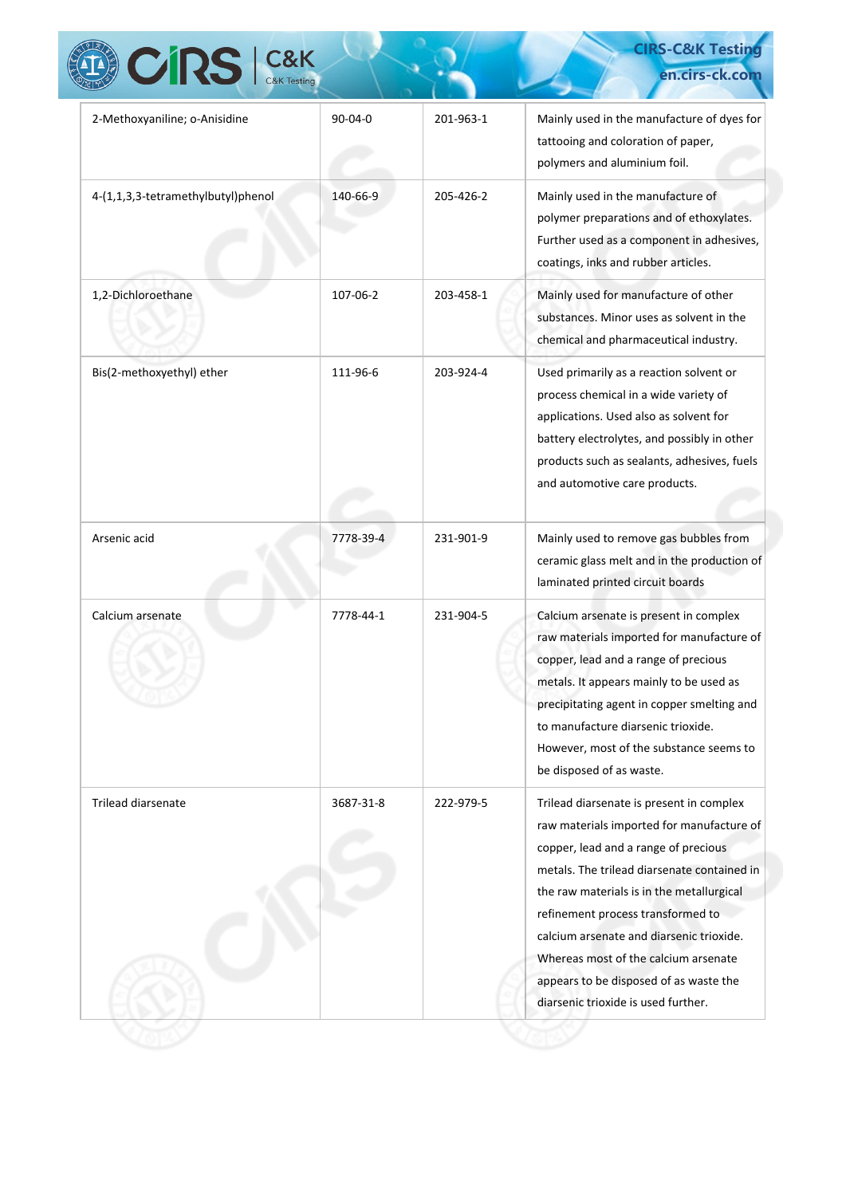| | | | |
|---|---|---|---|
| 2-Methoxyaniline; o-Anisidine | 90-04-0 | 201-963-1 | Mainly used in the manufacture of dyes for tattooing and coloration of paper, polymers and aluminium foil. |
| 4-(1,1,3,3-tetramethylbutyl)phenol | 140-66-9 | 205-426-2 | Mainly used in the manufacture of polymer preparations and of ethoxylates. Further used as a component in adhesives, coatings, inks and rubber articles. |
| 1,2-Dichloroethane | 107-06-2 | 203-458-1 | Mainly used for manufacture of other substances. Minor uses as solvent in the chemical and pharmaceutical industry. |
| Bis(2-methoxyethyl) ether | 111-96-6 | 203-924-4 | Used primarily as a reaction solvent or process chemical in a wide variety of applications. Used also as solvent for battery electrolytes, and possibly in other products such as sealants, adhesives, fuels and automotive care products. |
| Arsenic acid | 7778-39-4 | 231-901-9 | Mainly used to remove gas bubbles from ceramic glass melt and in the production of laminated printed circuit boards |
| Calcium arsenate | 7778-44-1 | 231-904-5 | Calcium arsenate is present in complex raw materials imported for manufacture of copper, lead and a range of precious metals. It appears mainly to be used as precipitating agent in copper smelting and to manufacture diarsenic trioxide. However, most of the substance seems to be disposed of as waste. |
| Trilead diarsenate | 3687-31-8 | 222-979-5 | Trilead diarsenate is present in complex raw materials imported for manufacture of copper, lead and a range of precious metals. The trilead diarsenate contained in the raw materials is in the metallurgical refinement process transformed to calcium arsenate and diarsenic trioxide. Whereas most of the calcium arsenate appears to be disposed of as waste the diarsenic trioxide is used further. |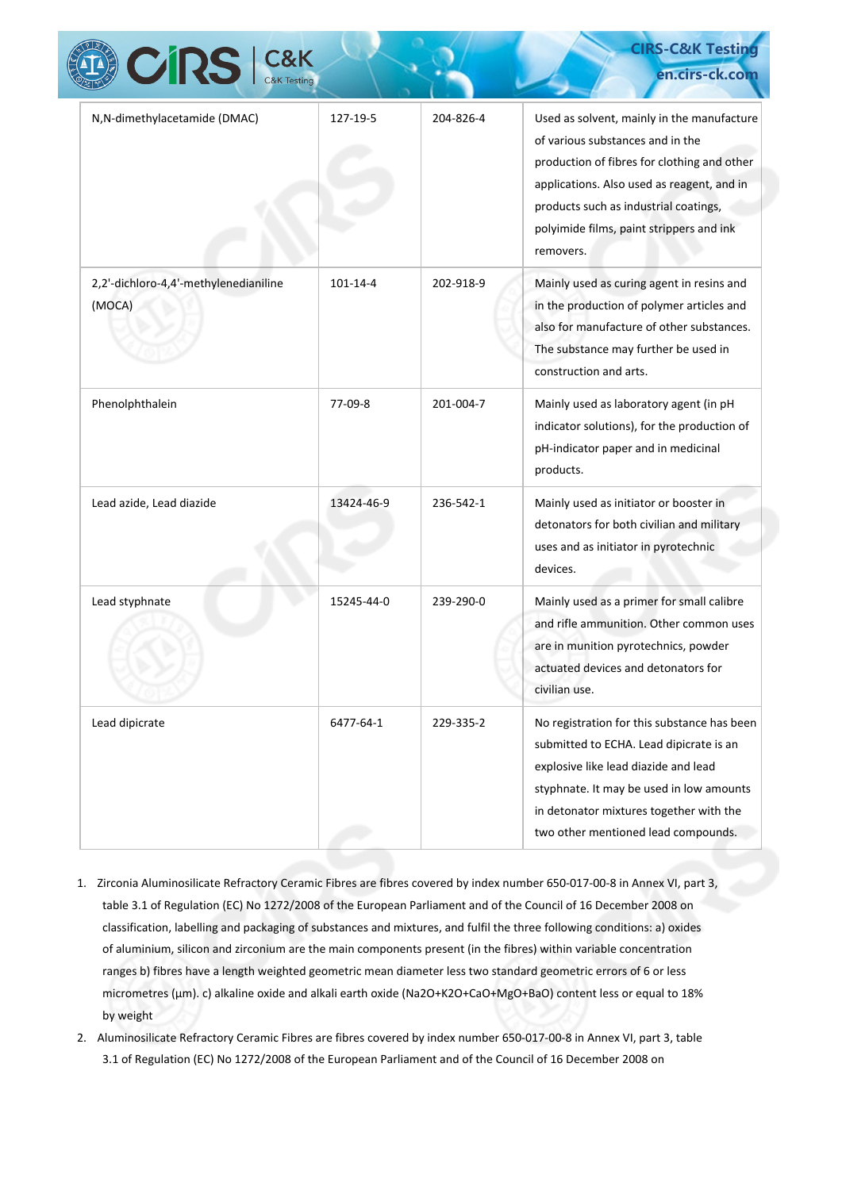| | | | |
|---|---|---|---|
| N,N-dimethylacetamide (DMAC) | 127-19-5 | 204-826-4 | Used as solvent, mainly in the manufacture of various substances and in the production of fibres for clothing and other applications. Also used as reagent, and in products such as industrial coatings, polyimide films, paint strippers and ink removers. |
| 2,2'-dichloro-4,4'-methylenedianiline (MOCA) | 101-14-4 | 202-918-9 | Mainly used as curing agent in resins and in the production of polymer articles and also for manufacture of other substances. The substance may further be used in construction and arts. |
| Phenolphthalein | 77-09-8 | 201-004-7 | Mainly used as laboratory agent (in pH indicator solutions), for the production of pH-indicator paper and in medicinal products. |
| Lead azide, Lead diazide | 13424-46-9 | 236-542-1 | Mainly used as initiator or booster in detonators for both civilian and military uses and as initiator in pyrotechnic devices. |
| Lead styphnate | 15245-44-0 | 239-290-0 | Mainly used as a primer for small calibre and rifle ammunition. Other common uses are in munition pyrotechnics, powder actuated devices and detonators for civilian use. |
| Lead dipicrate | 6477-64-1 | 229-335-2 | No registration for this substance has been submitted to ECHA. Lead dipicrate is an explosive like lead diazide and lead styphnate. It may be used in low amounts in detonator mixtures together with the two other mentioned lead compounds. |

1. Zirconia Aluminosilicate Refractory Ceramic Fibres are fibres covered by index number 650-017-00-8 in Annex VI, part 3, table 3.1 of Regulation (EC) No 1272/2008 of the European Parliament and of the Council of 16 December 2008 on classification, labelling and packaging of substances and mixtures, and fulfil the three following conditions: a) oxides of aluminium, silicon and zirconium are the main components present (in the fibres) within variable concentration ranges b) fibres have a length weighted geometric mean diameter less two standard geometric errors of 6 or less micrometres (μm). c) alkaline oxide and alkali earth oxide ($Na_2O$+$K_2O$+CaO+MgO+BaO) content less or equal to 18% by weight
2. Aluminosilicate Refractory Ceramic Fibres are fibres covered by index number 650-017-00-8 in Annex VI, part 3, table 3.1 of Regulation (EC) No 1272/2008 of the European Parliament and of the Council of 16 December 2008 on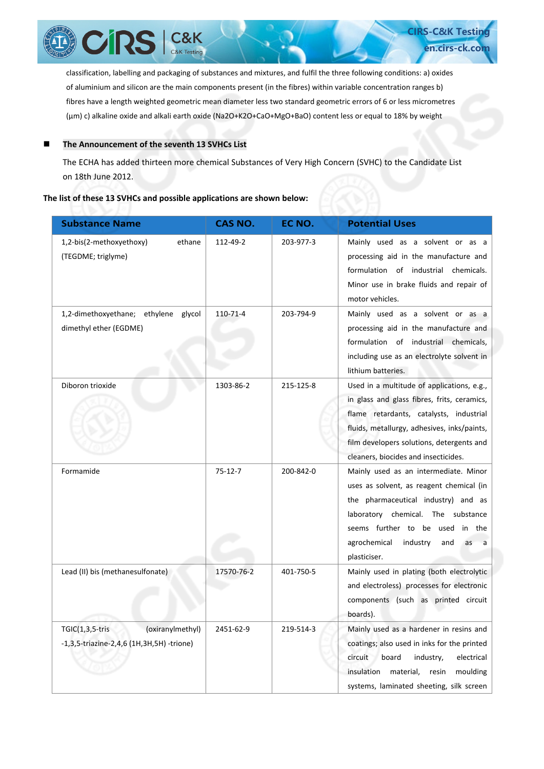classification, labelling and packaging of substances and mixtures, and fulfil the three following conditions: a) oxides of aluminium and silicon are the main components present (in the fibres) within variable concentration ranges b) fibres have a length weighted geometric mean diameter less two standard geometric errors of 6 or less micrometres (μm) c) alkaline oxide and alkali earth oxide ($Na_2O$+$K_2O$+CaO+MgO+BaO) content less or equal to 18% by weight

- **The Announcement of the seventh 13 SVHCs List**

The ECHA has added thirteen more chemical Substances of Very High Concern (SVHC) to the Candidate List on 18th June 2012.

**The list of these 13 SVHCs and possible applications are shown below:**

| Substance Name | CAS NO. | EC NO. | Potential Uses |
|---|---|---|---|
| 1,2-bis(2-methoxyethoxy) ethane (TEGDME; triglyme) | 112-49-2 | 203-977-3 | Mainly used as a solvent or as a processing aid in the manufacture and formulation of industrial chemicals. Minor use in brake fluids and repair of motor vehicles. |
| 1,2-dimethoxyethane; ethylene glycol dimethyl ether (EGDME) | 110-71-4 | 203-794-9 | Mainly used as a solvent or as a processing aid in the manufacture and formulation of industrial chemicals, including use as an electrolyte solvent in lithium batteries. |
| Diboron trioxide | 1303-86-2 | 215-125-8 | Used in a multitude of applications, e.g., in glass and glass fibres, frits, ceramics, flame retardants, catalysts, industrial fluids, metallurgy, adhesives, inks/paints, film developers solutions, detergents and cleaners, biocides and insecticides. |
| Formamide | 75-12-7 | 200-842-0 | Mainly used as an intermediate. Minor uses as solvent, as reagent chemical (in the pharmaceutical industry) and as laboratory chemical. The substance seems further to be used in the agrochemical industry and as a plasticiser. |
| Lead (II) bis (methanesulfonate) | 17570-76-2 | 401-750-5 | Mainly used in plating (both electrolytic and electroless) processes for electronic components (such as printed circuit boards). |
| TGIC(1,3,5-tris (oxiranylmethyl) -1,3,5-triazine-2,4,6 (1H,3H,5H) -trione) | 2451-62-9 | 219-514-3 | Mainly used as a hardener in resins and coatings; also used in inks for the printed circuit board industry, electrical insulation material, resin moulding systems, laminated sheeting, silk screen |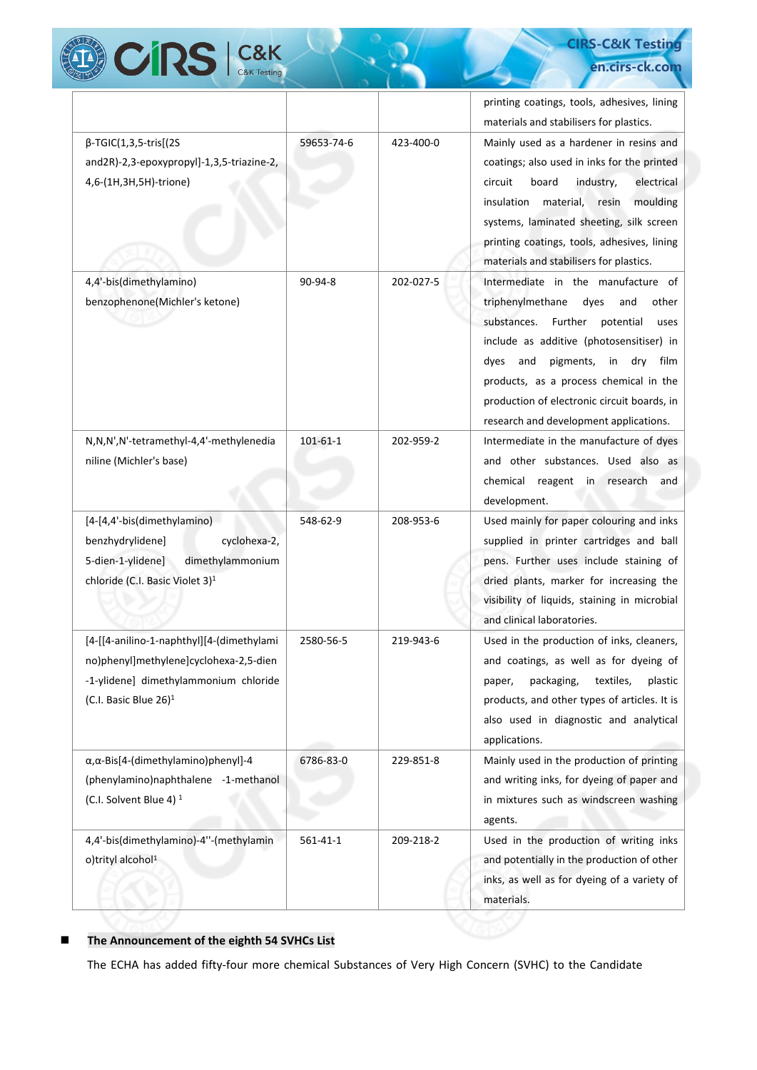| | | | printing coatings, tools, adhesives, lining materials and stabilisers for plastics. |
|---|---|---|---|
| β-TGIC(1,3,5-tris[(2S and2R)-2,3-epoxypropyl]-1,3,5-triazine-2,4,6-(1H,3H,5H)-trione) | 59653-74-6 | 423-400-0 | Mainly used as a hardener in resins and coatings; also used in inks for the printed circuit board industry, electrical insulation material, resin moulding systems, laminated sheeting, silk screen printing coatings, tools, adhesives, lining materials and stabilisers for plastics. |
| 4,4'-bis(dimethylamino) benzophenone(Michler's ketone) | 90-94-8 | 202-027-5 | Intermediate in the manufacture of triphenylmethane dyes and other substances. Further potential uses include as additive (photosensitiser) in dyes and pigments, in dry film products, as a process chemical in the production of electronic circuit boards, in research and development applications. |
| N,N,N',N'-tetramethyl-4,4'-methylenedianiline (Michler's base) | 101-61-1 | 202-959-2 | Intermediate in the manufacture of dyes and other substances. Used also as chemical reagent in research and development. |
| [4-[4,4'-bis(dimethylamino) benzhydrylidene] cyclohexa-2,5-dien-1-ylidene] dimethylammonium chloride (C.I. Basic Violet 3)[1] | 548-62-9 | 208-953-6 | Used mainly for paper colouring and inks supplied in printer cartridges and ball pens. Further uses include staining of dried plants, marker for increasing the visibility of liquids, staining in microbial and clinical laboratories. |
| [4-[[4-anilino-1-naphthyl][4-(dimethylamino)phenyl]methylene]cyclohexa-2,5-dien-1-ylidene] dimethylammonium chloride (C.I. Basic Blue 26)[1] | 2580-56-5 | 219-943-6 | Used in the production of inks, cleaners, and coatings, as well as for dyeing of paper, packaging, textiles, plastic products, and other types of articles. It is also used in diagnostic and analytical applications. |
| α,α-Bis[4-(dimethylamino)phenyl]-4 (phenylamino)naphthalene -1-methanol (C.I. Solvent Blue 4) [1] | 6786-83-0 | 229-851-8 | Mainly used in the production of printing and writing inks, for dyeing of paper and in mixtures such as windscreen washing agents. |
| 4,4'-bis(dimethylamino)-4''-(methylamino)trityl alcohol[1] | 561-41-1 | 209-218-2 | Used in the production of writing inks and potentially in the production of other inks, as well as for dyeing of a variety of materials. |

- **The Announcement of the eighth 54 SVHCs List**

The ECHA has added fifty-four more chemical Substances of Very High Concern (SVHC) to the Candidate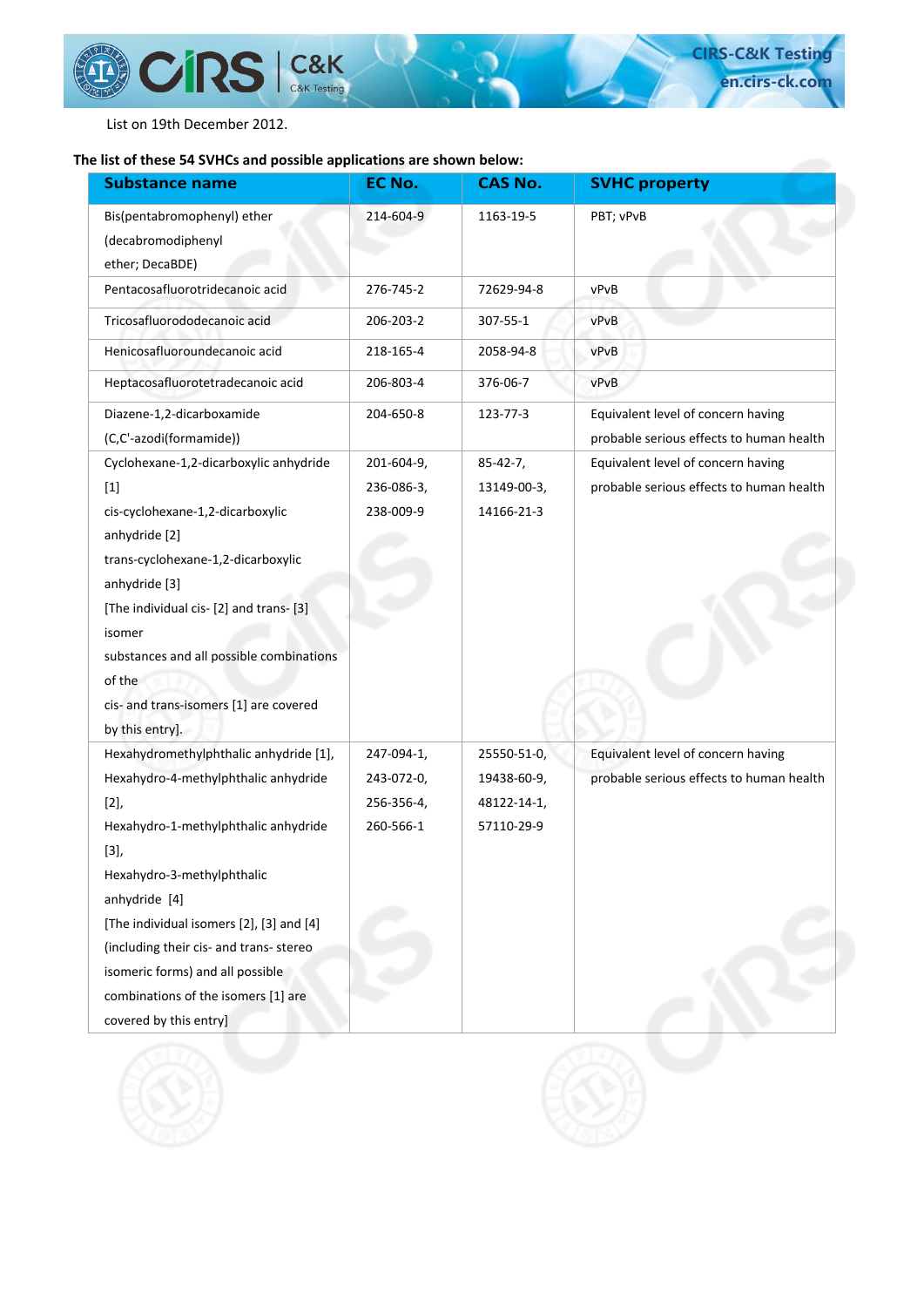List on 19th December 2012.

**The list of these 54 SVHCs and possible applications are shown below:**

| Substance name | EC No. | CAS No. | SVHC property |
|---|---|---|---|
| Bis(pentabromophenyl) ether (decabromodiphenyl ether; DecaBDE) | 214-604-9 | 1163-19-5 | PBT; vPvB |
| Pentacosafluorotridecanoic acid | 276-745-2 | 72629-94-8 | vPvB |
| Tricosafluorododecanoic acid | 206-203-2 | 307-55-1 | vPvB |
| Henicosafluoroundecanoic acid | 218-165-4 | 2058-94-8 | vPvB |
| Heptacosafluorotetradecanoic acid | 206-803-4 | 376-06-7 | vPvB |
| Diazene-1,2-dicarboxamide (C,C'-azodi(formamide)) | 204-650-8 | 123-77-3 | Equivalent level of concern having probable serious effects to human health |
| Cyclohexane-1,2-dicarboxylic anhydride [1] cis-cyclohexane-1,2-dicarboxylic anhydride [2] trans-cyclohexane-1,2-dicarboxylic anhydride [3] [The individual cis- [2] and trans- [3] isomer substances and all possible combinations of the cis- and trans-isomers [1] are covered by this entry]. | 201-604-9, 236-086-3, 238-009-9 | 85-42-7, 13149-00-3, 14166-21-3 | Equivalent level of concern having probable serious effects to human health |
| Hexahydromethylphthalic anhydride [1], Hexahydro-4-methylphthalic anhydride [2], Hexahydro-1-methylphthalic anhydride [3], Hexahydro-3-methylphthalic anhydride [4] [The individual isomers [2], [3] and [4] (including their cis- and trans- stereo isomeric forms) and all possible combinations of the isomers [1] are covered by this entry] | 247-094-1, 243-072-0, 256-356-4, 260-566-1 | 25550-51-0, 19438-60-9, 48122-14-1, 57110-29-9 | Equivalent level of concern having probable serious effects to human health |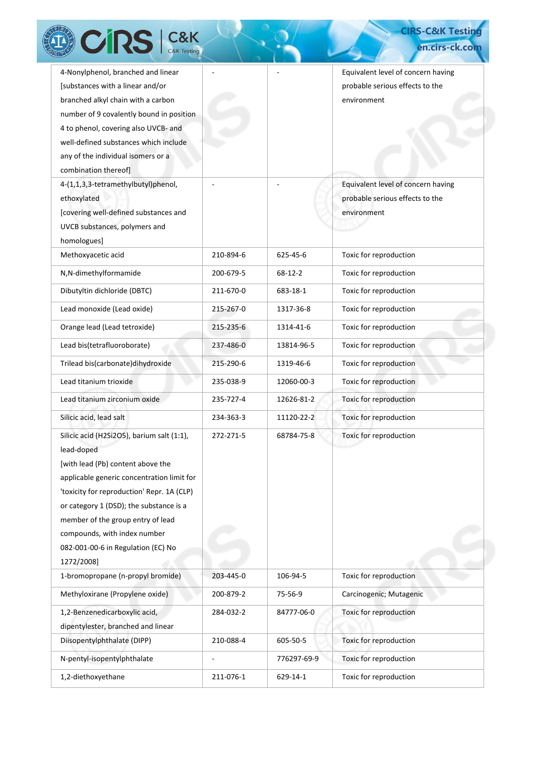| | | | |
|---|---|---|---|
| 4-Nonylphenol, branched and linear [substances with a linear and/or branched alkyl chain with a carbon number of 9 covalently bound in position 4 to phenol, covering also UVCB- and well-defined substances which include any of the individual isomers or a combination thereof] | - | - | Equivalent level of concern having probable serious effects to the environment |
| 4-(1,1,3,3-tetramethylbutyl)phenol, ethoxylated [covering well-defined substances and UVCB substances, polymers and homologues] | - | - | Equivalent level of concern having probable serious effects to the environment |
| Methoxyacetic acid | 210-894-6 | 625-45-6 | Toxic for reproduction |
| N,N-dimethylformamide | 200-679-5 | 68-12-2 | Toxic for reproduction |
| Dibutyltin dichloride (DBTC) | 211-670-0 | 683-18-1 | Toxic for reproduction |
| Lead monoxide (Lead oxide) | 215-267-0 | 1317-36-8 | Toxic for reproduction |
| Orange lead (Lead tetroxide) | 215-235-6 | 1314-41-6 | Toxic for reproduction |
| Lead bis(tetrafluoroborate) | 237-486-0 | 13814-96-5 | Toxic for reproduction |
| Trilead bis(carbonate)dihydroxide | 215-290-6 | 1319-46-6 | Toxic for reproduction |
| Lead titanium trioxide | 235-038-9 | 12060-00-3 | Toxic for reproduction |
| Lead titanium zirconium oxide | 235-727-4 | 12626-81-2 | Toxic for reproduction |
| Silicic acid, lead salt | 234-363-3 | 11120-22-2 | Toxic for reproduction |
| Silicic acid ($H_2Si_2O_5$), barium salt (1:1), lead-doped [with lead (Pb) content above the applicable generic concentration limit for 'toxicity for reproduction' Repr. 1A (CLP) or category 1 (DSD); the substance is a member of the group entry of lead compounds, with index number 082-001-00-6 in Regulation (EC) No 1272/2008] | 272-271-5 | 68784-75-8 | Toxic for reproduction |
| 1-bromopropane (n-propyl bromide) | 203-445-0 | 106-94-5 | Toxic for reproduction |
| Methyloxirane (Propylene oxide) | 200-879-2 | 75-56-9 | Carcinogenic; Mutagenic |
| 1,2-Benzenedicarboxylic acid, dipentylester, branched and linear | 284-032-2 | 84777-06-0 | Toxic for reproduction |
| Diisopentylphthalate (DIPP) | 210-088-4 | 605-50-5 | Toxic for reproduction |
| N-pentyl-isopentylphthalate | - | 776297-69-9 | Toxic for reproduction |
| 1,2-diethoxyethane | 211-076-1 | 629-14-1 | Toxic for reproduction |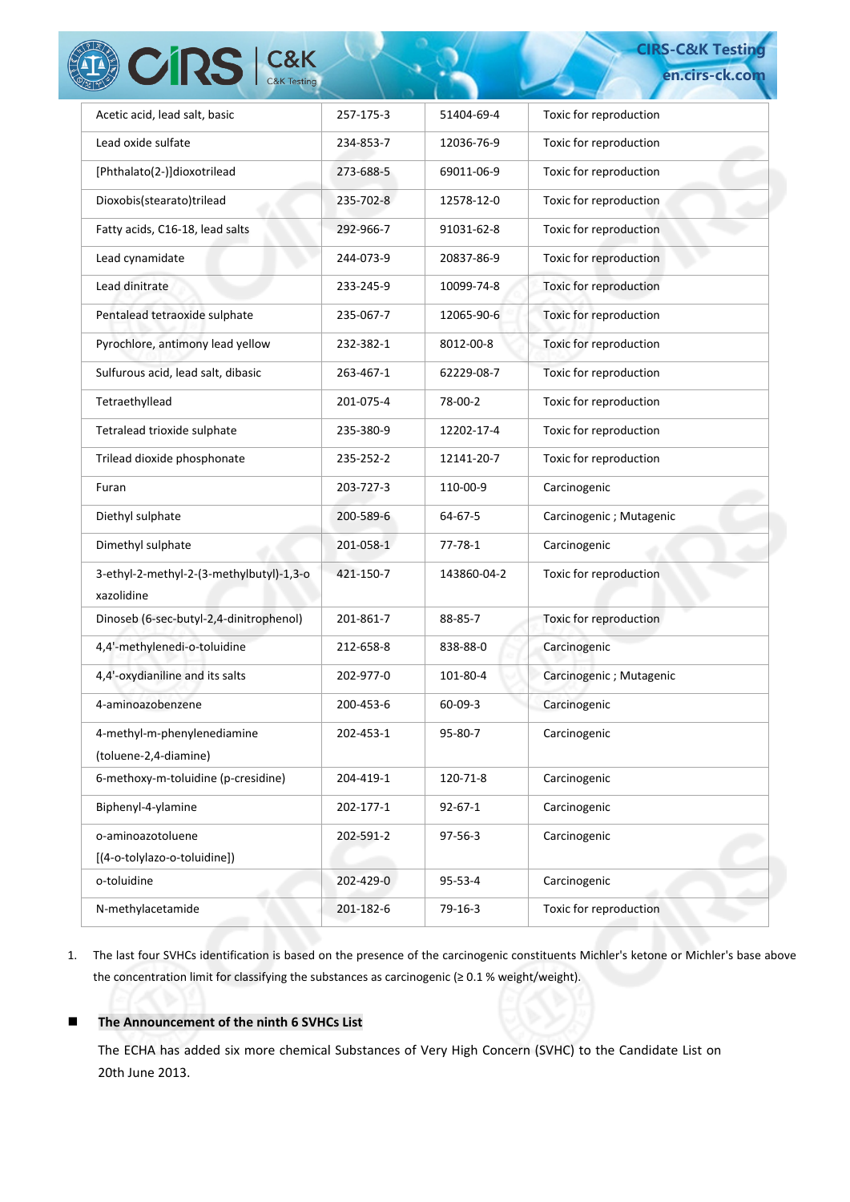| Acetic acid, lead salt, basic | 257-175-3 | 51404-69-4 | Toxic for reproduction |
|---|---|---|---|
| Lead oxide sulfate | 234-853-7 | 12036-76-9 | Toxic for reproduction |
| [Phthalato(2-)]dioxotrilead | 273-688-5 | 69011-06-9 | Toxic for reproduction |
| Dioxobis(stearato)trilead | 235-702-8 | 12578-12-0 | Toxic for reproduction |
| Fatty acids, C16-18, lead salts | 292-966-7 | 91031-62-8 | Toxic for reproduction |
| Lead cynamidate | 244-073-9 | 20837-86-9 | Toxic for reproduction |
| Lead dinitrate | 233-245-9 | 10099-74-8 | Toxic for reproduction |
| Pentalead tetraoxide sulphate | 235-067-7 | 12065-90-6 | Toxic for reproduction |
| Pyrochlore, antimony lead yellow | 232-382-1 | 8012-00-8 | Toxic for reproduction |
| Sulfurous acid, lead salt, dibasic | 263-467-1 | 62229-08-7 | Toxic for reproduction |
| Tetraethyllead | 201-075-4 | 78-00-2 | Toxic for reproduction |
| Tetralead trioxide sulphate | 235-380-9 | 12202-17-4 | Toxic for reproduction |
| Trilead dioxide phosphonate | 235-252-2 | 12141-20-7 | Toxic for reproduction |
| Furan | 203-727-3 | 110-00-9 | Carcinogenic |
| Diethyl sulphate | 200-589-6 | 64-67-5 | Carcinogenic ; Mutagenic |
| Dimethyl sulphate | 201-058-1 | 77-78-1 | Carcinogenic |
| 3-ethyl-2-methyl-2-(3-methylbutyl)-1,3-oxazolidine | 421-150-7 | 143860-04-2 | Toxic for reproduction |
| Dinoseb (6-sec-butyl-2,4-dinitrophenol) | 201-861-7 | 88-85-7 | Toxic for reproduction |
| 4,4'-methylenedi-o-toluidine | 212-658-8 | 838-88-0 | Carcinogenic |
| 4,4'-oxydianiline and its salts | 202-977-0 | 101-80-4 | Carcinogenic ; Mutagenic |
| 4-aminoazobenzene | 200-453-6 | 60-09-3 | Carcinogenic |
| 4-methyl-m-phenylenediamine (toluene-2,4-diamine) | 202-453-1 | 95-80-7 | Carcinogenic |
| 6-methoxy-m-toluidine (p-cresidine) | 204-419-1 | 120-71-8 | Carcinogenic |
| Biphenyl-4-ylamine | 202-177-1 | 92-67-1 | Carcinogenic |
| o-aminoazotoluene [(4-o-tolylazo-o-toluidine]) | 202-591-2 | 97-56-3 | Carcinogenic |
| o-toluidine | 202-429-0 | 95-53-4 | Carcinogenic |
| N-methylacetamide | 201-182-6 | 79-16-3 | Toxic for reproduction |

1. The last four SVHCs identification is based on the presence of the carcinogenic constituents Michler's ketone or Michler's base above the concentration limit for classifying the substances as carcinogenic (≥ 0.1 % weight/weight).

- **The Announcement of the ninth 6 SVHCs List**

  The ECHA has added six more chemical Substances of Very High Concern (SVHC) to the Candidate List on 20th June 2013.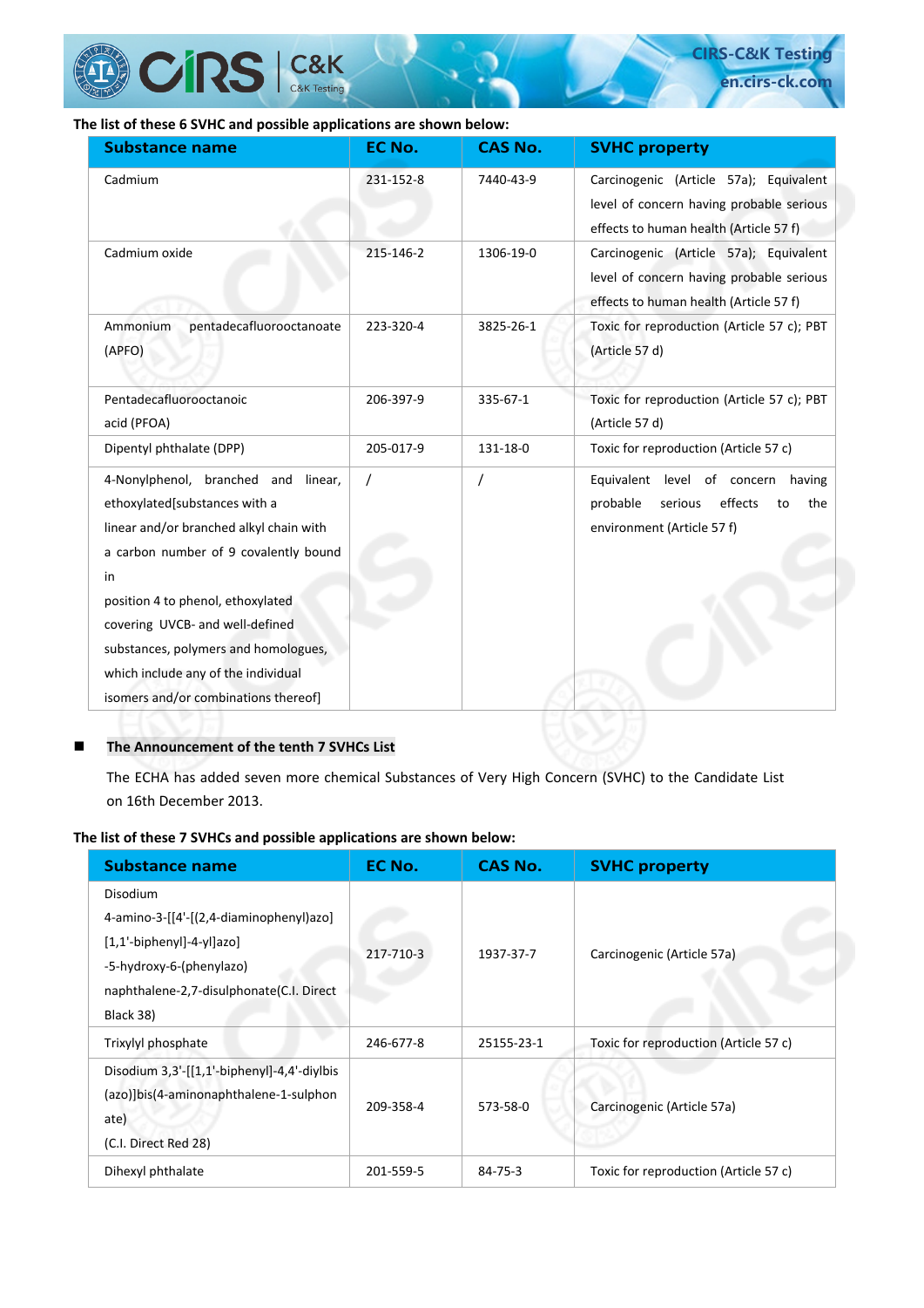**The list of these 6 SVHC and possible applications are shown below:**

| Substance name | EC No. | CAS No. | SVHC property |
|---|---|---|---|
| Cadmium | 231-152-8 | 7440-43-9 | Carcinogenic (Article 57a); Equivalent level of concern having probable serious effects to human health (Article 57 f) |
| Cadmium oxide | 215-146-2 | 1306-19-0 | Carcinogenic (Article 57a); Equivalent level of concern having probable serious effects to human health (Article 57 f) |
| Ammonium pentadecafluorooctanoate (APFO) | 223-320-4 | 3825-26-1 | Toxic for reproduction (Article 57 c); PBT (Article 57 d) |
| Pentadecafluorooctanoic acid (PFOA) | 206-397-9 | 335-67-1 | Toxic for reproduction (Article 57 c); PBT (Article 57 d) |
| Dipentyl phthalate (DPP) | 205-017-9 | 131-18-0 | Toxic for reproduction (Article 57 c) |
| 4-Nonylphenol, branched and linear, ethoxylated[substances with a linear and/or branched alkyl chain with a carbon number of 9 covalently bound in position 4 to phenol, ethoxylated covering UVCB- and well-defined substances, polymers and homologues, which include any of the individual isomers and/or combinations thereof] | / | / | Equivalent level of concern having probable serious effects to the environment (Article 57 f) |

- **The Announcement of the tenth 7 SVHCs List**

The ECHA has added seven more chemical Substances of Very High Concern (SVHC) to the Candidate List on 16th December 2013.

**The list of these 7 SVHCs and possible applications are shown below:**

| Substance name | EC No. | CAS No. | SVHC property |
|---|---|---|---|
| Disodium 4-amino-3-[[4'-[(2,4-diaminophenyl)azo][1,1'-biphenyl]-4-yl]azo]-5-hydroxy-6-(phenylazo) naphthalene-2,7-disulphonate(C.I. Direct Black 38) | 217-710-3 | 1937-37-7 | Carcinogenic (Article 57a) |
| Trixylyl phosphate | 246-677-8 | 25155-23-1 | Toxic for reproduction (Article 57 c) |
| Disodium 3,3'-[[1,1'-biphenyl]-4,4'-diylbis(azo)]bis(4-aminonaphthalene-1-sulphonate) (C.I. Direct Red 28) | 209-358-4 | 573-58-0 | Carcinogenic (Article 57a) |
| Dihexyl phthalate | 201-559-5 | 84-75-3 | Toxic for reproduction (Article 57 c) |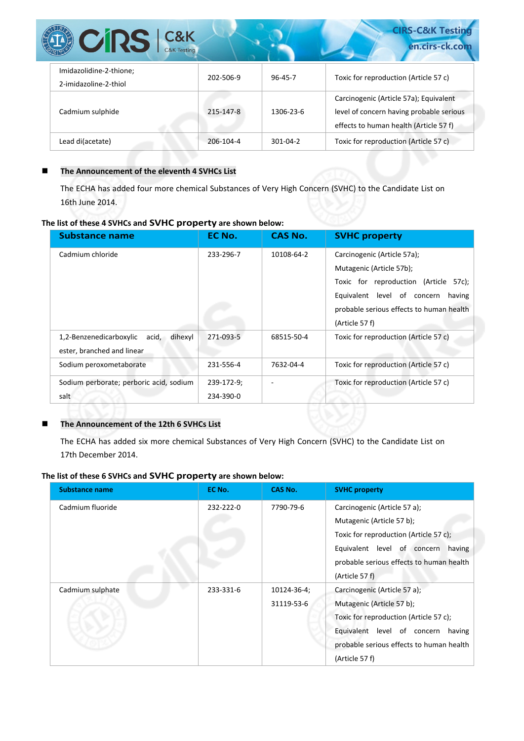| Imidazolidine-2-thione; 2-imidazoline-2-thiol | 202-506-9 | 96-45-7 | Toxic for reproduction (Article 57 c) |
|---|---|---|---|
| Cadmium sulphide | 215-147-8 | 1306-23-6 | Carcinogenic (Article 57a); Equivalent level of concern having probable serious effects to human health (Article 57 f) |
| Lead di(acetate) | 206-104-4 | 301-04-2 | Toxic for reproduction (Article 57 c) |

## The Announcement of the eleventh 4 SVHCs List

The ECHA has added four more chemical Substances of Very High Concern (SVHC) to the Candidate List on 16th June 2014.

**The list of these 4 SVHCs and SVHC property are shown below:**

| Substance name | EC No. | CAS No. | SVHC property |
|---|---|---|---|
| Cadmium chloride | 233-296-7 | 10108-64-2 | Carcinogenic (Article 57a); Mutagenic (Article 57b); Toxic for reproduction (Article 57c); Equivalent level of concern having probable serious effects to human health (Article 57 f) |
| 1,2-Benzenedicarboxylic acid, dihexyl ester, branched and linear | 271-093-5 | 68515-50-4 | Toxic for reproduction (Article 57 c) |
| Sodium peroxometaborate | 231-556-4 | 7632-04-4 | Toxic for reproduction (Article 57 c) |
| Sodium perborate; perboric acid, sodium salt | 239-172-9; 234-390-0 | - | Toxic for reproduction (Article 57 c) |

## The Announcement of the 12th 6 SVHCs List

The ECHA has added six more chemical Substances of Very High Concern (SVHC) to the Candidate List on 17th December 2014.

**The list of these 6 SVHCs and SVHC property are shown below:**

| Substance name | EC No. | CAS No. | SVHC property |
|---|---|---|---|
| Cadmium fluoride | 232-222-0 | 7790-79-6 | Carcinogenic (Article 57 a); Mutagenic (Article 57 b); Toxic for reproduction (Article 57 c); Equivalent level of concern having probable serious effects to human health (Article 57 f) |
| Cadmium sulphate | 233-331-6 | 10124-36-4; 31119-53-6 | Carcinogenic (Article 57 a); Mutagenic (Article 57 b); Toxic for reproduction (Article 57 c); Equivalent level of concern having probable serious effects to human health (Article 57 f) |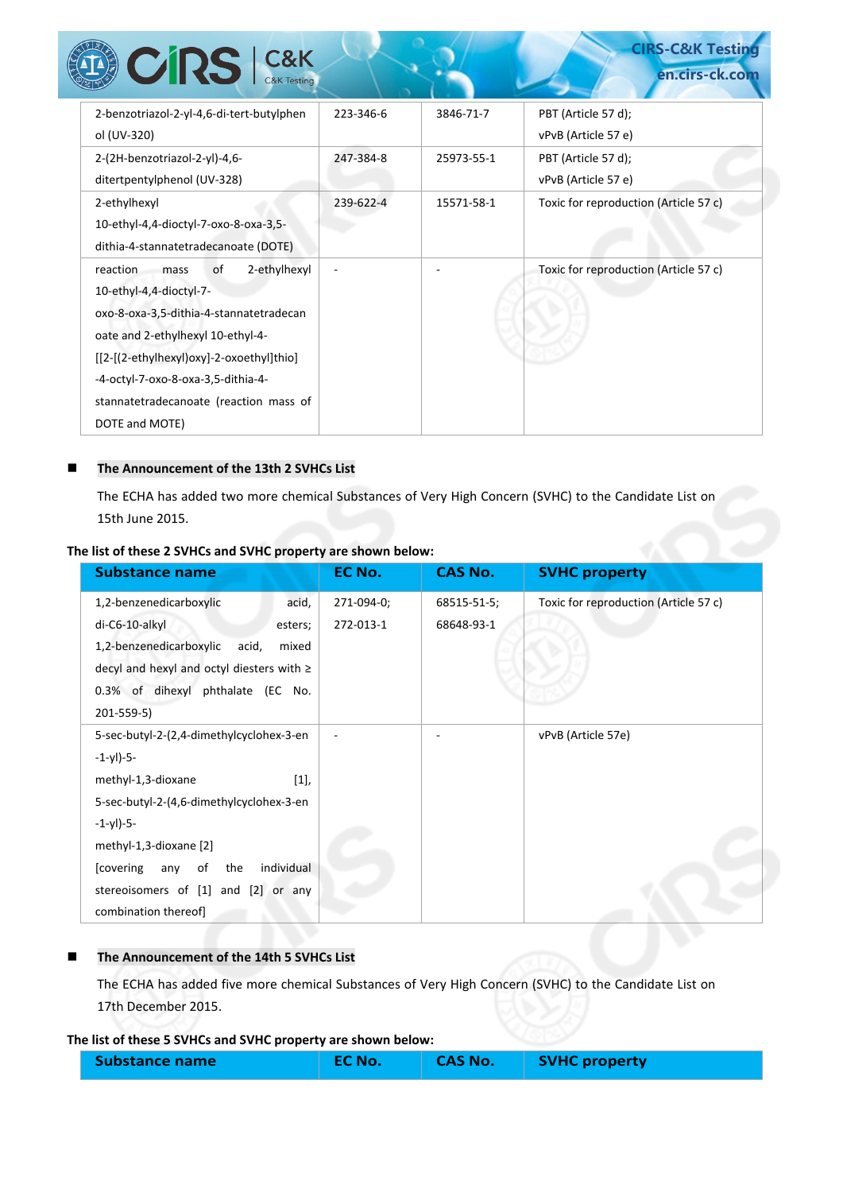| Substance name | EC No. | CAS No. | SVHC property |
|---|---|---|---|
| 2-benzotriazol-2-yl-4,6-di-tert-butylphenol (UV-320) | 223-346-6 | 3846-71-7 | PBT (Article 57 d); vPvB (Article 57 e) |
| 2-(2H-benzotriazol-2-yl)-4,6-ditertpentylphenol (UV-328) | 247-384-8 | 25973-55-1 | PBT (Article 57 d); vPvB (Article 57 e) |
| 2-ethylhexyl 10-ethyl-4,4-dioctyl-7-oxo-8-oxa-3,5-dithia-4-stannatetradecanoate (DOTE) | 239-622-4 | 15571-58-1 | Toxic for reproduction (Article 57 c) |
| reaction mass of 2-ethylhexyl 10-ethyl-4,4-dioctyl-7-oxo-8-oxa-3,5-dithia-4-stannatetradecanoate and 2-ethylhexyl 10-ethyl-4-[[2-[(2-ethylhexyl)oxy]-2-oxoethyl]thio]-4-octyl-7-oxo-8-oxa-3,5-dithia-4-stannatetradecanoate (reaction mass of DOTE and MOTE) | - | - | Toxic for reproduction (Article 57 c) |

- **The Announcement of the 13th 2 SVHCs List**

  The ECHA has added two more chemical Substances of Very High Concern (SVHC) to the Candidate List on 15th June 2015.

**The list of these 2 SVHCs and SVHC property are shown below:**

| Substance name | EC No. | CAS No. | SVHC property |
|---|---|---|---|
| 1,2-benzenedicarboxylic acid, di-C6-10-alkyl esters; 1,2-benzenedicarboxylic acid, mixed decyl and hexyl and octyl diesters with ≥ 0.3% of dihexyl phthalate (EC No. 201-559-5) | 271-094-0; 272-013-1 | 68515-51-5; 68648-93-1 | Toxic for reproduction (Article 57 c) |
| 5-sec-butyl-2-(2,4-dimethylcyclohex-3-en-1-yl)-5-methyl-1,3-dioxane [1], 5-sec-butyl-2-(4,6-dimethylcyclohex-3-en-1-yl)-5-methyl-1,3-dioxane [2] [covering any of the individual stereoisomers of [1] and [2] or any combination thereof] | - | - | vPvB (Article 57e) |

- **The Announcement of the 14th 5 SVHCs List**

  The ECHA has added five more chemical Substances of Very High Concern (SVHC) to the Candidate List on 17th December 2015.

**The list of these 5 SVHCs and SVHC property are shown below:**

| Substance name | EC No. | CAS No. | SVHC property |
|---|---|---|---|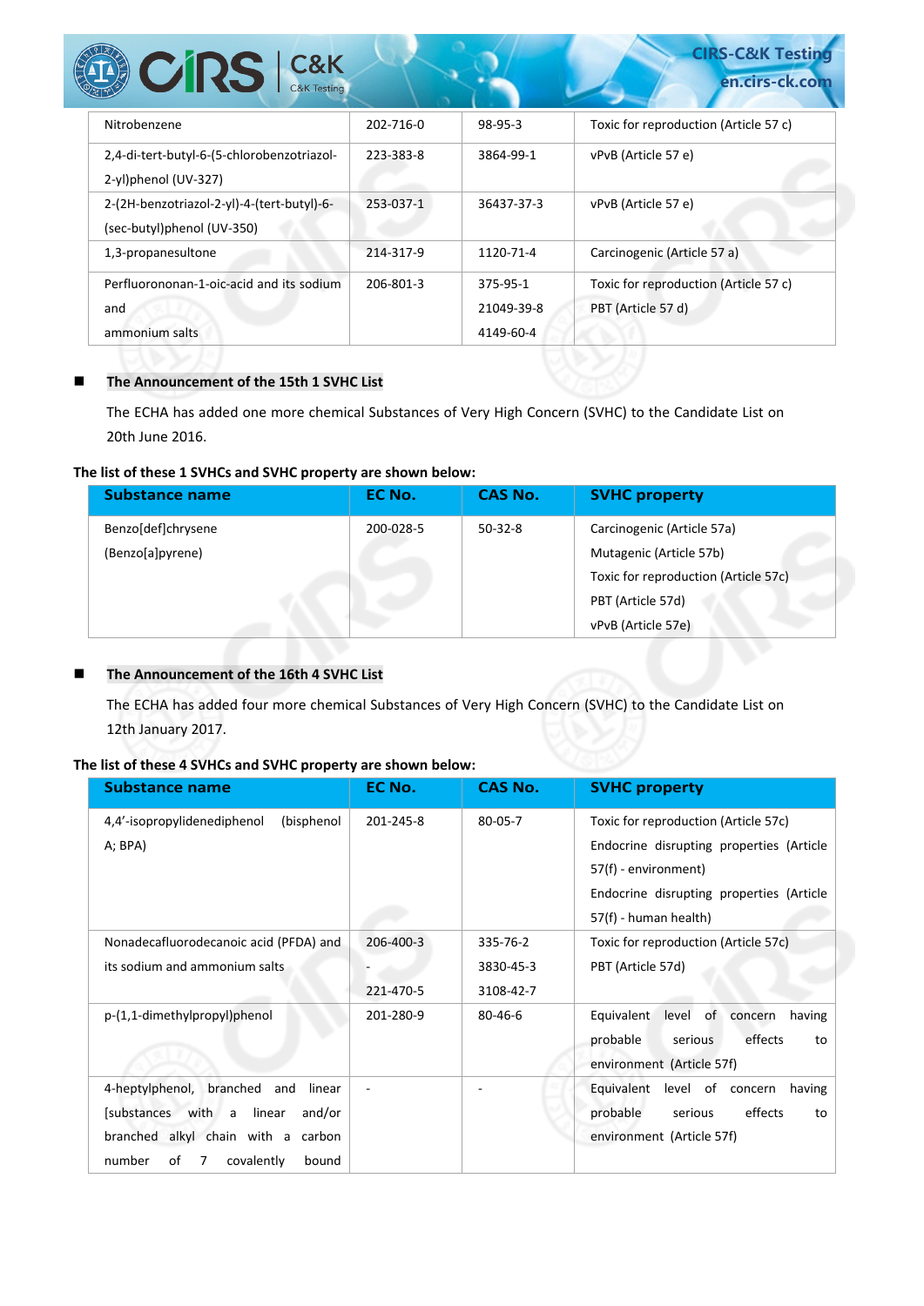| Nitrobenzene | 202-716-0 | 98-95-3 | Toxic for reproduction (Article 57 c) |
|---|---|---|---|
| 2,4-di-tert-butyl-6-(5-chlorobenzotriazol-2-yl)phenol (UV-327) | 223-383-8 | 3864-99-1 | vPvB (Article 57 e) |
| 2-(2H-benzotriazol-2-yl)-4-(tert-butyl)-6-(sec-butyl)phenol (UV-350) | 253-037-1 | 36437-37-3 | vPvB (Article 57 e) |
| 1,3-propanesultone | 214-317-9 | 1120-71-4 | Carcinogenic (Article 57 a) |
| Perfluorononan-1-oic-acid and its sodium and ammonium salts | 206-801-3 | 375-95-1<br>21049-39-8<br>4149-60-4 | Toxic for reproduction (Article 57 c)<br>PBT (Article 57 d) |

- **The Announcement of the 15th 1 SVHC List**

  The ECHA has added one more chemical Substances of Very High Concern (SVHC) to the Candidate List on 20th June 2016.

**The list of these 1 SVHCs and SVHC property are shown below:**

| Substance name | EC No. | CAS No. | SVHC property |
|---|---|---|---|
| Benzo[def]chrysene<br>(Benzo[a]pyrene) | 200-028-5 | 50-32-8 | Carcinogenic (Article 57a)<br>Mutagenic (Article 57b)<br>Toxic for reproduction (Article 57c)<br>PBT (Article 57d)<br>vPvB (Article 57e) |

- **The Announcement of the 16th 4 SVHC List**

  The ECHA has added four more chemical Substances of Very High Concern (SVHC) to the Candidate List on 12th January 2017.

**The list of these 4 SVHCs and SVHC property are shown below:**

| Substance name | EC No. | CAS No. | SVHC property |
|---|---|---|---|
| 4,4'-isopropylidenediphenol (bisphenol A; BPA) | 201-245-8 | 80-05-7 | Toxic for reproduction (Article 57c)<br>Endocrine disrupting properties (Article 57(f) - environment)<br>Endocrine disrupting properties (Article 57(f) - human health) |
| Nonadecafluorodecanoic acid (PFDA) and its sodium and ammonium salts | 206-400-3<br>-<br>221-470-5 | 335-76-2<br>3830-45-3<br>3108-42-7 | Toxic for reproduction (Article 57c)<br>PBT (Article 57d) |
| p-(1,1-dimethylpropyl)phenol | 201-280-9 | 80-46-6 | Equivalent level of concern having probable serious effects to environment (Article 57f) |
| 4-heptylphenol, branched and linear [substances with a linear and/or branched alkyl chain with a carbon number of 7 covalently bound | - | - | Equivalent level of concern having probable serious effects to environment (Article 57f) |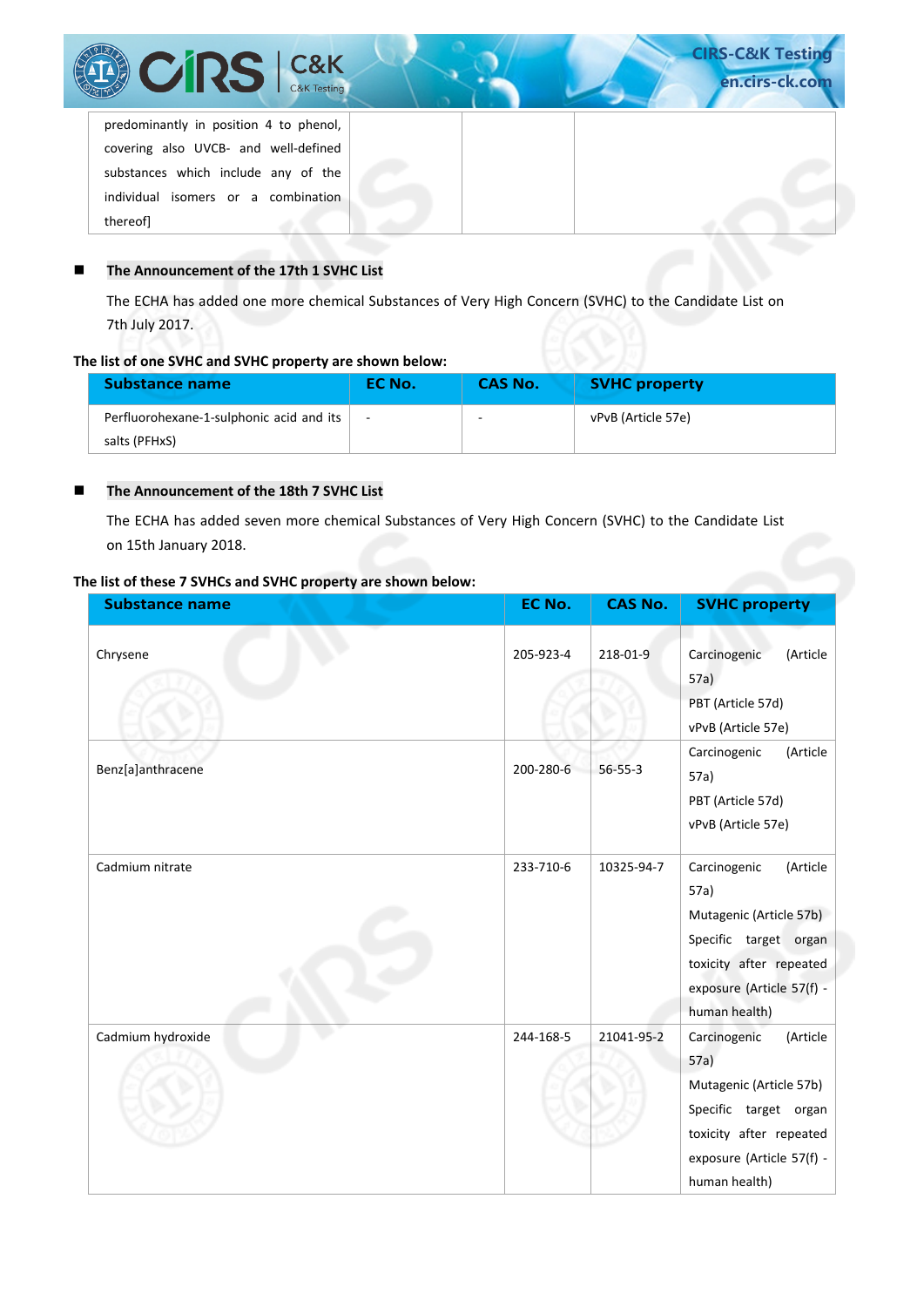| | | | |
|---|---|---|---|
| predominantly in position 4 to phenol, covering also UVCB- and well-defined substances which include any of the individual isomers or a combination thereof] | | | |

- **The Announcement of the 17th 1 SVHC List**

The ECHA has added one more chemical Substances of Very High Concern (SVHC) to the Candidate List on 7th July 2017.

**The list of one SVHC and SVHC property are shown below:**

| Substance name | EC No. | CAS No. | SVHC property |
|---|---|---|---|
| Perfluorohexane-1-sulphonic acid and its salts (PFHxS) | - | - | vPvB (Article 57e) |

- **The Announcement of the 18th 7 SVHC List**

The ECHA has added seven more chemical Substances of Very High Concern (SVHC) to the Candidate List on 15th January 2018.

**The list of these 7 SVHCs and SVHC property are shown below:**

| Substance name | EC No. | CAS No. | SVHC property |
|---|---|---|---|
| Chrysene | 205-923-4 | 218-01-9 | Carcinogenic (Article 57a)<br>PBT (Article 57d)<br>vPvB (Article 57e) |
| Benz[a]anthracene | 200-280-6 | 56-55-3 | Carcinogenic (Article 57a)<br>PBT (Article 57d)<br>vPvB (Article 57e) |
| Cadmium nitrate | 233-710-6 | 10325-94-7 | Carcinogenic (Article 57a)<br>Mutagenic (Article 57b)<br>Specific target organ toxicity after repeated exposure (Article 57(f) - human health) |
| Cadmium hydroxide | 244-168-5 | 21041-95-2 | Carcinogenic (Article 57a)<br>Mutagenic (Article 57b)<br>Specific target organ toxicity after repeated exposure (Article 57(f) - human health) |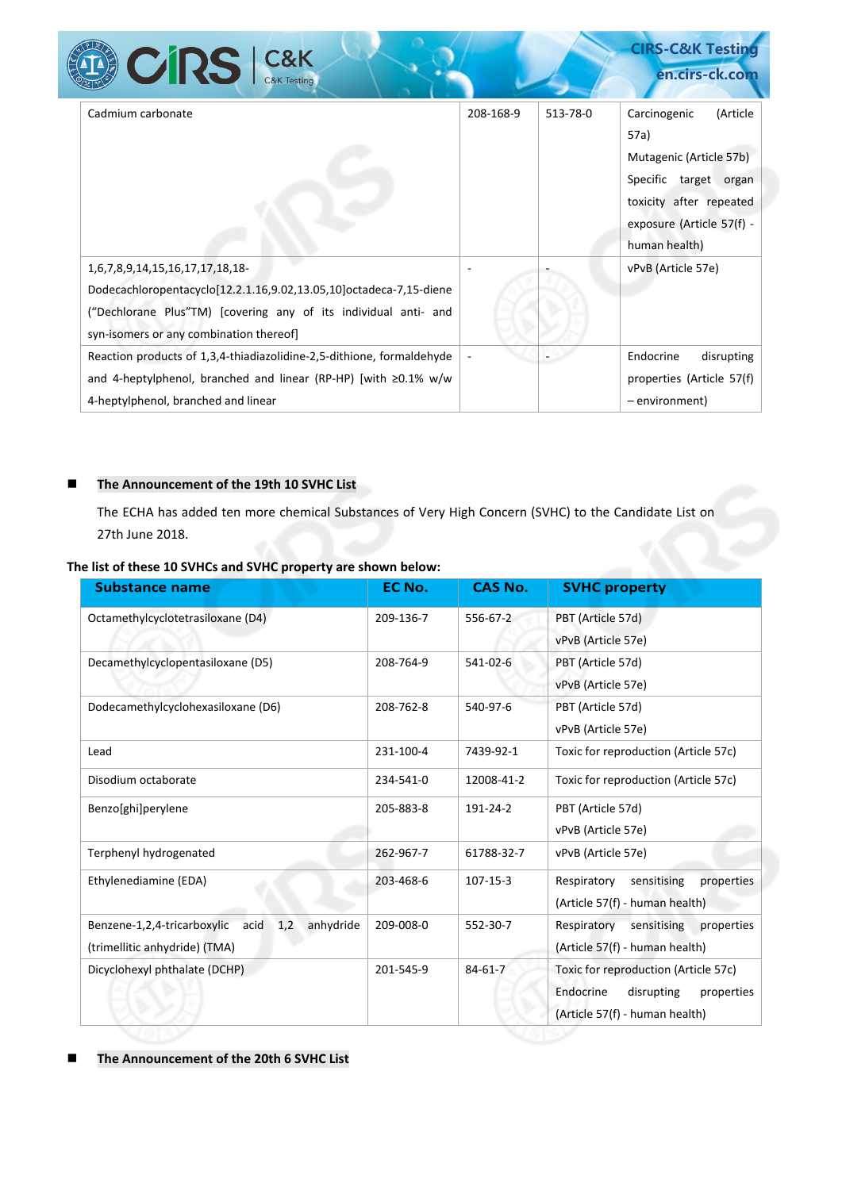| | | | |
|---|---|---|---|
| Cadmium carbonate | 208-168-9 | 513-78-0 | Carcinogenic (Article 57a)<br>Mutagenic (Article 57b)<br>Specific target organ toxicity after repeated exposure (Article 57(f) - human health) |
| 1,6,7,8,9,14,15,16,17,17,18,18-Dodecachloropentacyclo[12.2.1.16,9.02,13.05,10]octadeca-7,15-diene ("Dechlorane Plus"TM) [covering any of its individual anti- and syn-isomers or any combination thereof] | - | - | vPvB (Article 57e) |
| Reaction products of 1,3,4-thiadiazolidine-2,5-dithione, formaldehyde and 4-heptylphenol, branched and linear (RP-HP) [with ≥0.1% w/w 4-heptylphenol, branched and linear | - | - | Endocrine disrupting properties (Article 57(f) – environment) |

- **The Announcement of the 19th 10 SVHC List**

  The ECHA has added ten more chemical Substances of Very High Concern (SVHC) to the Candidate List on 27th June 2018.

**The list of these 10 SVHCs and SVHC property are shown below:**

| Substance name | EC No. | CAS No. | SVHC property |
|---|---|---|---|
| Octamethylcyclotetrasiloxane (D4) | 209-136-7 | 556-67-2 | PBT (Article 57d)<br>vPvB (Article 57e) |
| Decamethylcyclopentasiloxane (D5) | 208-764-9 | 541-02-6 | PBT (Article 57d)<br>vPvB (Article 57e) |
| Dodecamethylcyclohexasiloxane (D6) | 208-762-8 | 540-97-6 | PBT (Article 57d)<br>vPvB (Article 57e) |
| Lead | 231-100-4 | 7439-92-1 | Toxic for reproduction (Article 57c) |
| Disodium octaborate | 234-541-0 | 12008-41-2 | Toxic for reproduction (Article 57c) |
| Benzo[ghi]perylene | 205-883-8 | 191-24-2 | PBT (Article 57d)<br>vPvB (Article 57e) |
| Terphenyl hydrogenated | 262-967-7 | 61788-32-7 | vPvB (Article 57e) |
| Ethylenediamine (EDA) | 203-468-6 | 107-15-3 | Respiratory sensitising properties (Article 57(f) - human health) |
| Benzene-1,2,4-tricarboxylic acid 1,2 anhydride (trimellitic anhydride) (TMA) | 209-008-0 | 552-30-7 | Respiratory sensitising properties (Article 57(f) - human health) |
| Dicyclohexyl phthalate (DCHP) | 201-545-9 | 84-61-7 | Toxic for reproduction (Article 57c)<br>Endocrine disrupting properties (Article 57(f) - human health) |

- **The Announcement of the 20th 6 SVHC List**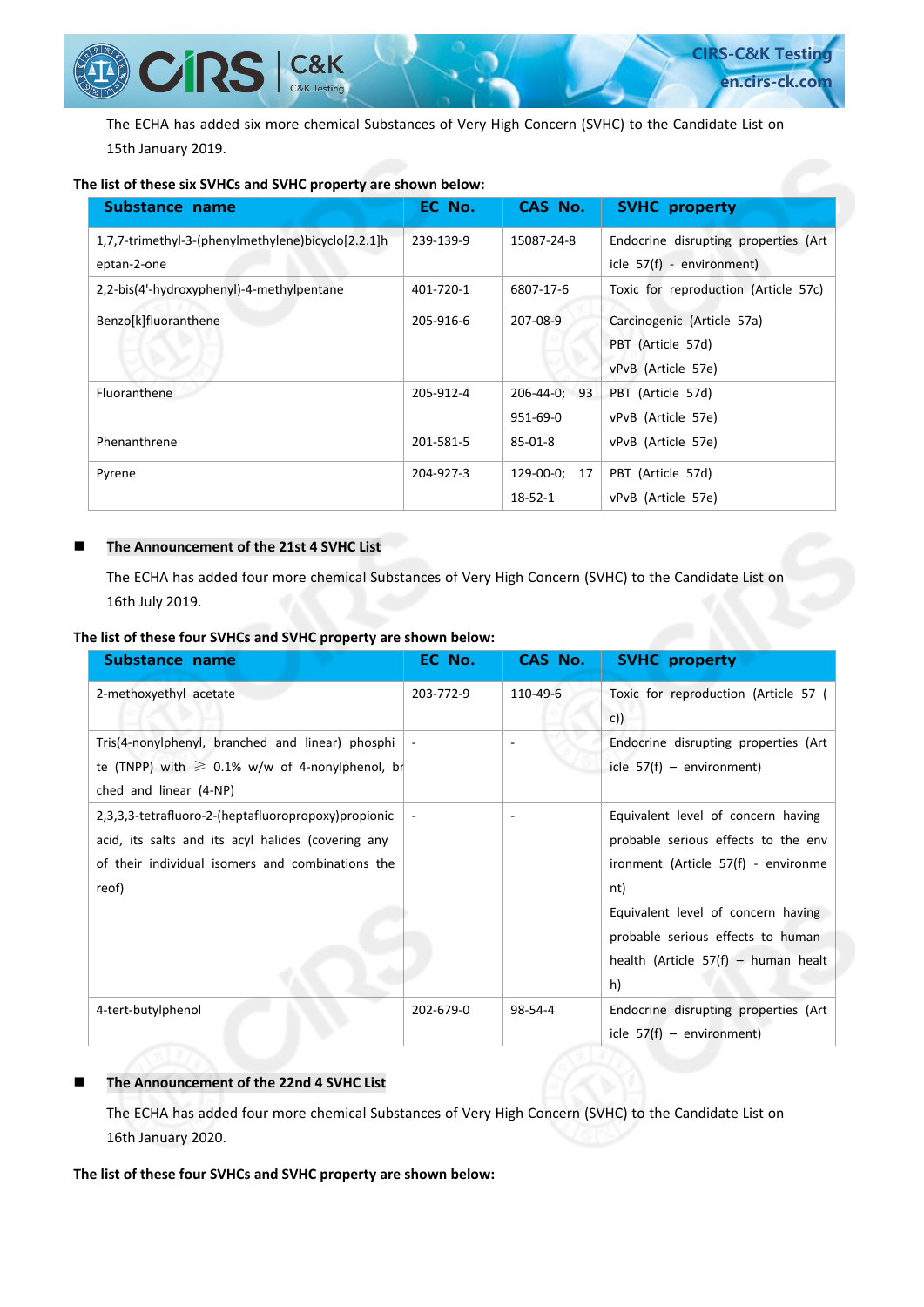The ECHA has added six more chemical Substances of Very High Concern (SVHC) to the Candidate List on 15th January 2019.

**The list of these six SVHCs and SVHC property are shown below:**

| Substance name | EC No. | CAS No. | SVHC property |
|---|---|---|---|
| 1,7,7-trimethyl-3-(phenylmethylene)bicyclo[2.2.1]heptan-2-one | 239-139-9 | 15087-24-8 | Endocrine disrupting properties (Article 57(f) - environment) |
| 2,2-bis(4'-hydroxyphenyl)-4-methylpentane | 401-720-1 | 6807-17-6 | Toxic for reproduction (Article 57c) |
| Benzo[k]fluoranthene | 205-916-6 | 207-08-9 | Carcinogenic (Article 57a)<br>PBT (Article 57d)<br>vPvB (Article 57e) |
| Fluoranthene | 205-912-4 | 206-44-0; 93951-69-0 | PBT (Article 57d)<br>vPvB (Article 57e) |
| Phenanthrene | 201-581-5 | 85-01-8 | vPvB (Article 57e) |
| Pyrene | 204-927-3 | 129-00-0; 1718-52-1 | PBT (Article 57d)<br>vPvB (Article 57e) |

- **The Announcement of the 21st 4 SVHC List**

The ECHA has added four more chemical Substances of Very High Concern (SVHC) to the Candidate List on 16th July 2019.

**The list of these four SVHCs and SVHC property are shown below:**

| Substance name | EC No. | CAS No. | SVHC property |
|---|---|---|---|
| 2-methoxyethyl acetate | 203-772-9 | 110-49-6 | Toxic for reproduction (Article 57 (c)) |
| Tris(4-nonylphenyl, branched and linear) phosphite (TNPP) with ≥ 0.1% w/w of 4-nonylphenol, branched and linear (4-NP) | - | - | Endocrine disrupting properties (Article 57(f) – environment) |
| 2,3,3,3-tetrafluoro-2-(heptafluoropropoxy)propionic acid, its salts and its acyl halides (covering any of their individual isomers and combinations thereof) | - | - | Equivalent level of concern having probable serious effects to the environment (Article 57(f) - environment)<br>Equivalent level of concern having probable serious effects to human health (Article 57(f) – human health) |
| 4-tert-butylphenol | 202-679-0 | 98-54-4 | Endocrine disrupting properties (Article 57(f) – environment) |

- **The Announcement of the 22nd 4 SVHC List**

The ECHA has added four more chemical Substances of Very High Concern (SVHC) to the Candidate List on 16th January 2020.

**The list of these four SVHCs and SVHC property are shown below:**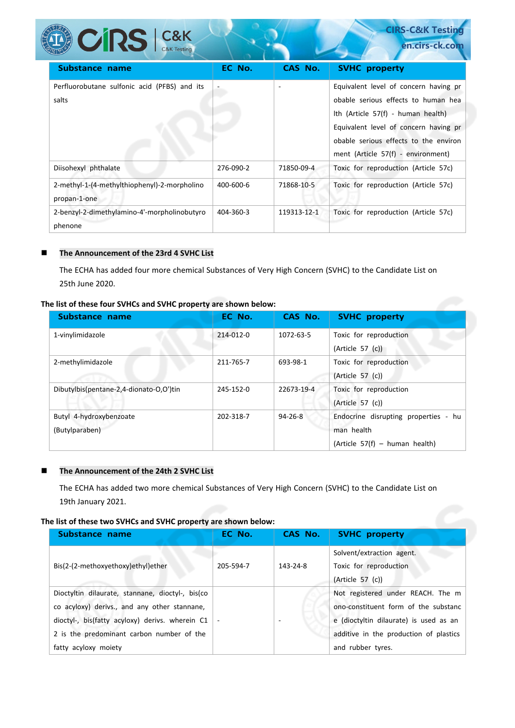| Substance name | EC No. | CAS No. | SVHC property |
|---|---|---|---|
| Perfluorobutane sulfonic acid (PFBS) and its salts | - | - | Equivalent level of concern having probable serious effects to human health (Article 57(f) - human health) Equivalent level of concern having probable serious effects to the environment (Article 57(f) - environment) |
| Diisohexyl phthalate | 276-090-2 | 71850-09-4 | Toxic for reproduction (Article 57c) |
| 2-methyl-1-(4-methylthiophenyl)-2-morpholinopropan-1-one | 400-600-6 | 71868-10-5 | Toxic for reproduction (Article 57c) |
| 2-benzyl-2-dimethylamino-4'-morpholinobutyrophenone | 404-360-3 | 119313-12-1 | Toxic for reproduction (Article 57c) |

- **The Announcement of the 23rd 4 SVHC List**

  The ECHA has added four more chemical Substances of Very High Concern (SVHC) to the Candidate List on 25th June 2020.

**The list of these four SVHCs and SVHC property are shown below:**

| Substance name | EC No. | CAS No. | SVHC property |
|---|---|---|---|
| 1-vinylimidazole | 214-012-0 | 1072-63-5 | Toxic for reproduction (Article 57 (c)) |
| 2-methylimidazole | 211-765-7 | 693-98-1 | Toxic for reproduction (Article 57 (c)) |
| Dibutylbis(pentane-2,4-dionato-O,O')tin | 245-152-0 | 22673-19-4 | Toxic for reproduction (Article 57 (c)) |
| Butyl 4-hydroxybenzoate (Butylparaben) | 202-318-7 | 94-26-8 | Endocrine disrupting properties - human health (Article 57(f) – human health) |

- **The Announcement of the 24th 2 SVHC List**

  The ECHA has added two more chemical Substances of Very High Concern (SVHC) to the Candidate List on 19th January 2021.

**The list of these two SVHCs and SVHC property are shown below:**

| Substance name | EC No. | CAS No. | SVHC property |
|---|---|---|---|
| Bis(2-(2-methoxyethoxy)ethyl)ether | 205-594-7 | 143-24-8 | Solvent/extraction agent. Toxic for reproduction (Article 57 (c)) |
| Dioctyltin dilaurate, stannane, dioctyl-, bis(coco acyloxy) derivs., and any other stannane, dioctyl-, bis(fatty acyloxy) derivs. wherein C12 is the predominant carbon number of the fatty acyloxy moiety | - | - | Not registered under REACH. The mono-constituent form of the substance (dioctyltin dilaurate) is used as an additive in the production of plastics and rubber tyres. |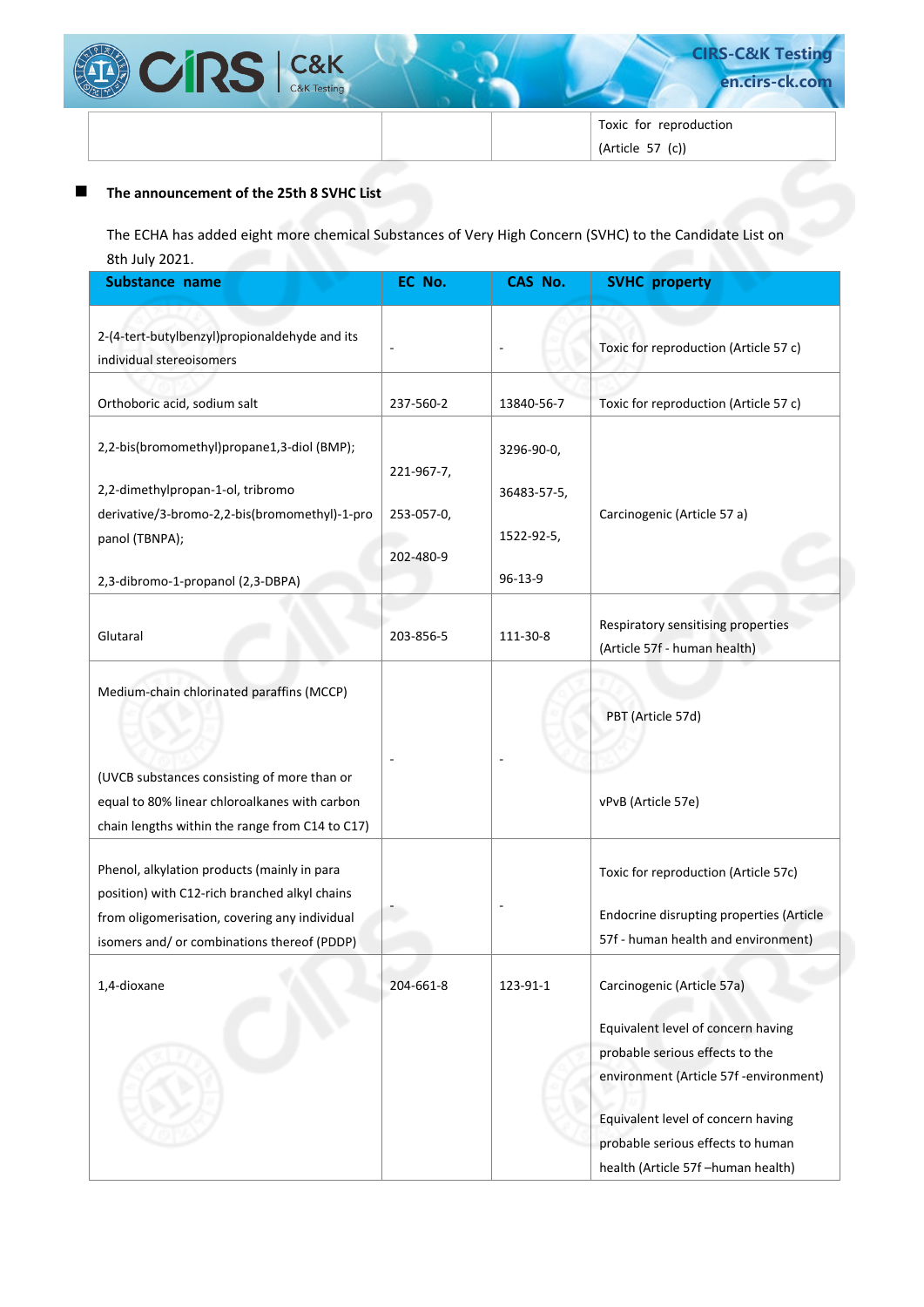|  |  |  | Toxic for reproduction (Article 57 (c)) |
|---|---|---|---|

- **The announcement of the 25th 8 SVHC List**

The ECHA has added eight more chemical Substances of Very High Concern (SVHC) to the Candidate List on 8th July 2021.

| Substance name | EC No. | CAS No. | SVHC property |
|---|---|---|---|
| 2-(4-tert-butylbenzyl)propionaldehyde and its individual stereoisomers | - | - | Toxic for reproduction (Article 57 c) |
| Orthoboric acid, sodium salt | 237-560-2 | 13840-56-7 | Toxic for reproduction (Article 57 c) |
| 2,2-bis(bromomethyl)propane1,3-diol (BMP); 2,2-dimethylpropan-1-ol, tribromo derivative/3-bromo-2,2-bis(bromomethyl)-1-propanol (TBNPA); 2,3-dibromo-1-propanol (2,3-DBPA) | 221-967-7, 253-057-0, 202-480-9 | 3296-90-0, 36483-57-5, 1522-92-5, 96-13-9 | Carcinogenic (Article 57 a) |
| Glutaral | 203-856-5 | 111-30-8 | Respiratory sensitising properties (Article 57f - human health) |
| Medium-chain chlorinated paraffins (MCCP) (UVCB substances consisting of more than or equal to 80% linear chloroalkanes with carbon chain lengths within the range from C14 to C17) | - | - | PBT (Article 57d) vPvB (Article 57e) |
| Phenol, alkylation products (mainly in para position) with C12-rich branched alkyl chains from oligomerisation, covering any individual isomers and/ or combinations thereof (PDDP) | - | - | Toxic for reproduction (Article 57c) Endocrine disrupting properties (Article 57f - human health and environment) |
| 1,4-dioxane | 204-661-8 | 123-91-1 | Carcinogenic (Article 57a) Equivalent level of concern having probable serious effects to the environment (Article 57f -environment) Equivalent level of concern having probable serious effects to human health (Article 57f –human health) |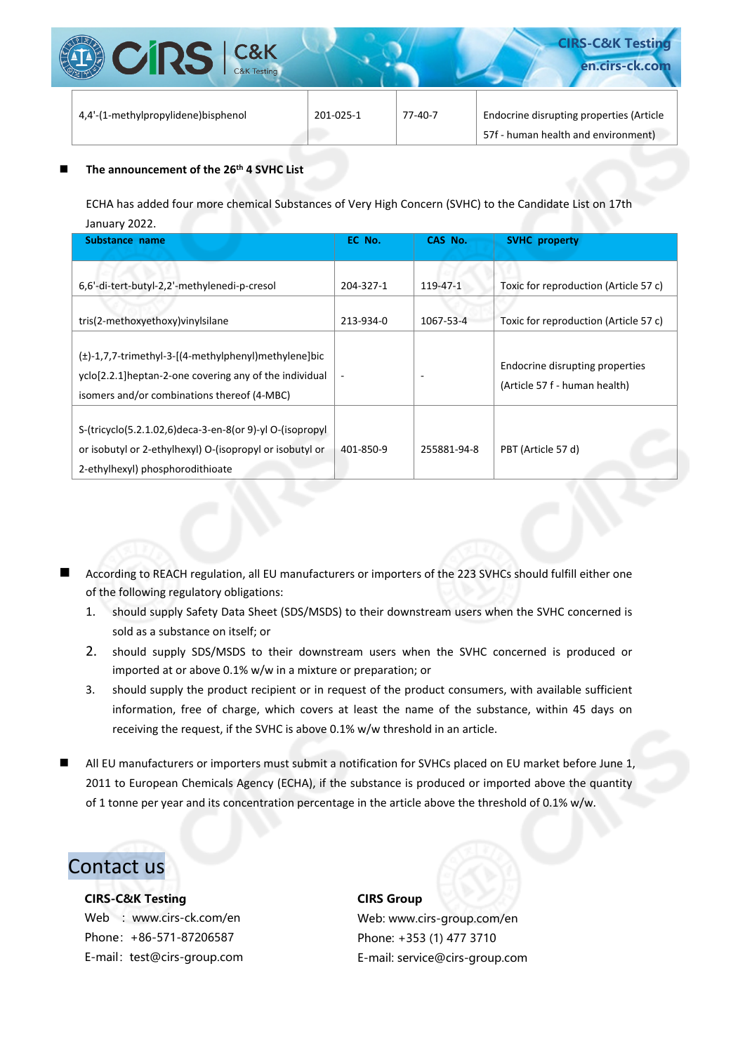| | | | |
|---|---|---|---|
| 4,4'-(1-methylpropylidene)bisphenol | 201-025-1 | 77-40-7 | Endocrine disrupting properties (Article 57f - human health and environment) |

- **The announcement of the 26th 4 SVHC List**

  ECHA has added four more chemical Substances of Very High Concern (SVHC) to the Candidate List on 17th January 2022.

| Substance name | EC No. | CAS No. | SVHC property |
|---|---|---|---|
| 6,6'-di-tert-butyl-2,2'-methylenedi-p-cresol | 204-327-1 | 119-47-1 | Toxic for reproduction (Article 57 c) |
| tris(2-methoxyethoxy)vinylsilane | 213-934-0 | 1067-53-4 | Toxic for reproduction (Article 57 c) |
| (±)-1,7,7-trimethyl-3-[(4-methylphenyl)methylene]bicyclo[2.2.1]heptan-2-one covering any of the individual isomers and/or combinations thereof (4-MBC) | - | - | Endocrine disrupting properties (Article 57 f - human health) |
| S-(tricyclo(5.2.1.02,6)deca-3-en-8(or 9)-yl O-(isopropyl or isobutyl or 2-ethylhexyl) O-(isopropyl or isobutyl or 2-ethylhexyl) phosphorodithioate | 401-850-9 | 255881-94-8 | PBT (Article 57 d) |

- According to REACH regulation, all EU manufacturers or importers of the 223 SVHCs should fulfill either one of the following regulatory obligations:
  1. should supply Safety Data Sheet (SDS/MSDS) to their downstream users when the SVHC concerned is sold as a substance on itself; or
  2. should supply SDS/MSDS to their downstream users when the SVHC concerned is produced or imported at or above 0.1% w/w in a mixture or preparation; or
  3. should supply the product recipient or in request of the product consumers, with available sufficient information, free of charge, which covers at least the name of the substance, within 45 days on receiving the request, if the SVHC is above 0.1% w/w threshold in an article.

- All EU manufacturers or importers must submit a notification for SVHCs placed on EU market before June 1, 2011 to European Chemicals Agency (ECHA), if the substance is produced or imported above the quantity of 1 tonne per year and its concentration percentage in the article above the threshold of 0.1% w/w.

## Contact us

**CIRS-C&K Testing**
Web : www.cirs-ck.com/en
Phone: +86-571-87206587
E-mail: test@cirs-group.com

**CIRS Group**
Web: www.cirs-group.com/en
Phone: +353 (1) 477 3710
E-mail: service@cirs-group.com